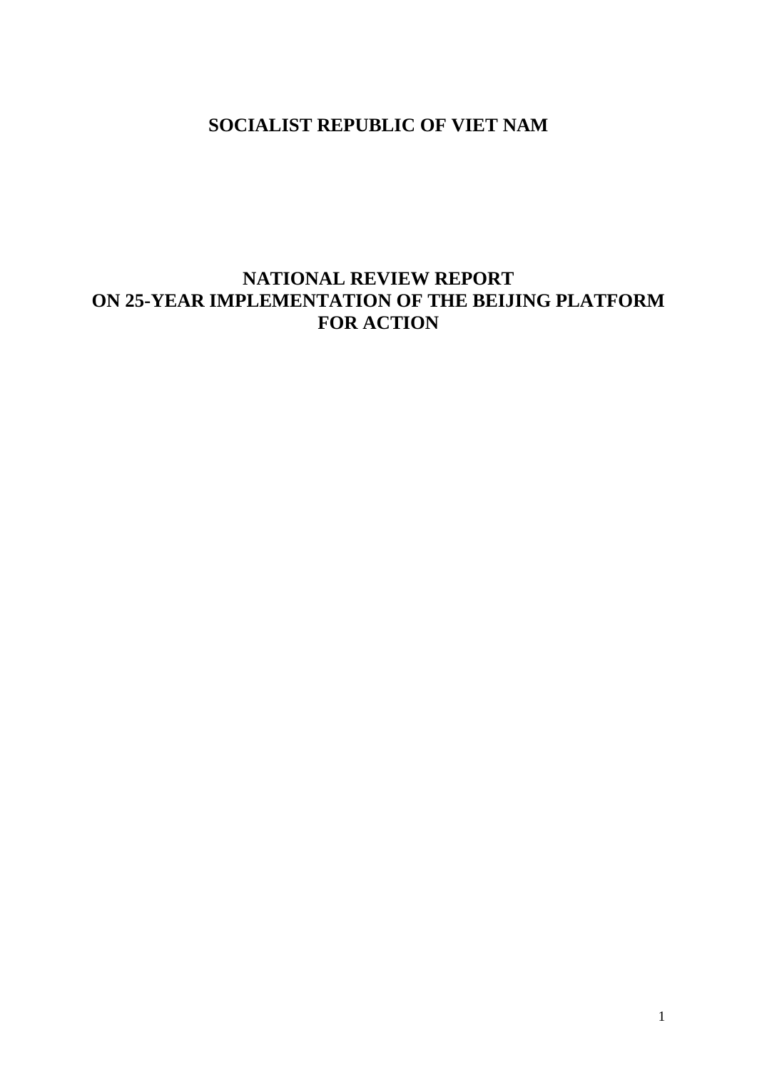# SOCIALIST REPUBLIC OF VIET NAM

# NATIONAL REVIEW REPORT ON 25-YEAR IMPLEMENTATION OF THE BEIJING PLATFORM FOR ACTION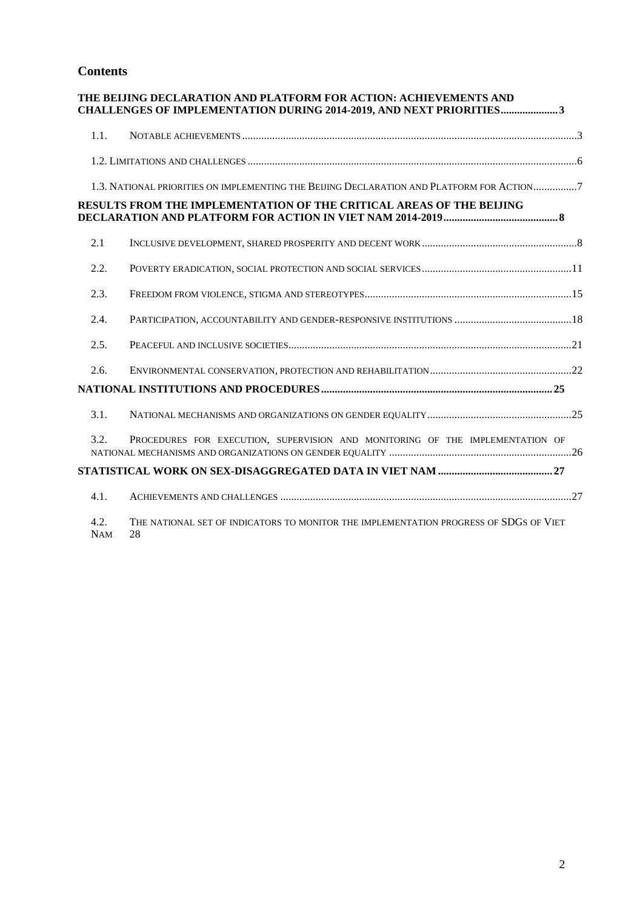# Contents

**THE BEIJING DECLARATION AND PLATFORM FOR ACTION: ACHIEVEMENTS AND CHALLENGES OF IMPLEMENTATION DURING 2014-2019, AND NEXT PRIORITIES..................... 3**

1.1. NOTABLE ACHIEVEMENTS ........................................................................................................................3

1.2. LIMITATIONS AND CHALLENGES ........................................................................................................................6

1.3. NATIONAL PRIORITIES ON IMPLEMENTING THE BEIJING DECLARATION AND PLATFORM FOR ACTION................7

**RESULTS FROM THE IMPLEMENTATION OF THE CRITICAL AREAS OF THE BEIJING DECLARATION AND PLATFORM FOR ACTION IN VIET NAM 2014-2019.......................................... 8**

2.1 INCLUSIVE DEVELOPMENT, SHARED PROSPERITY AND DECENT WORK.........................................................8

2.2. POVERTY ERADICATION, SOCIAL PROTECTION AND SOCIAL SERVICES......................................................11

2.3. FREEDOM FROM VIOLENCE, STIGMA AND STEREOTYPES...........................................................................15

2.4. PARTICIPATION, ACCOUNTABILITY AND GENDER-RESPONSIVE INSTITUTIONS ...........................................18

2.5. PEACEFUL AND INCLUSIVE SOCIETIES.......................................................................................................21

2.6. ENVIRONMENTAL CONSERVATION, PROTECTION AND REHABILITATION....................................................22

**NATIONAL INSTITUTIONS AND PROCEDURES.................................................................................... 25**

3.1. NATIONAL MECHANISMS AND ORGANIZATIONS ON GENDER EQUALITY.....................................................25

3.2. PROCEDURES FOR EXECUTION, SUPERVISION AND MONITORING OF THE IMPLEMENTATION OF NATIONAL MECHANISMS AND ORGANIZATIONS ON GENDER EQUALITY ...................................................................26

**STATISTICAL WORK ON SEX-DISAGGREGATED DATA IN VIET NAM .......................................... 27**

4.1. ACHIEVEMENTS AND CHALLENGES ..........................................................................................................27

4.2. THE NATIONAL SET OF INDICATORS TO MONITOR THE IMPLEMENTATION PROGRESS OF SDGS OF VIET NAM 28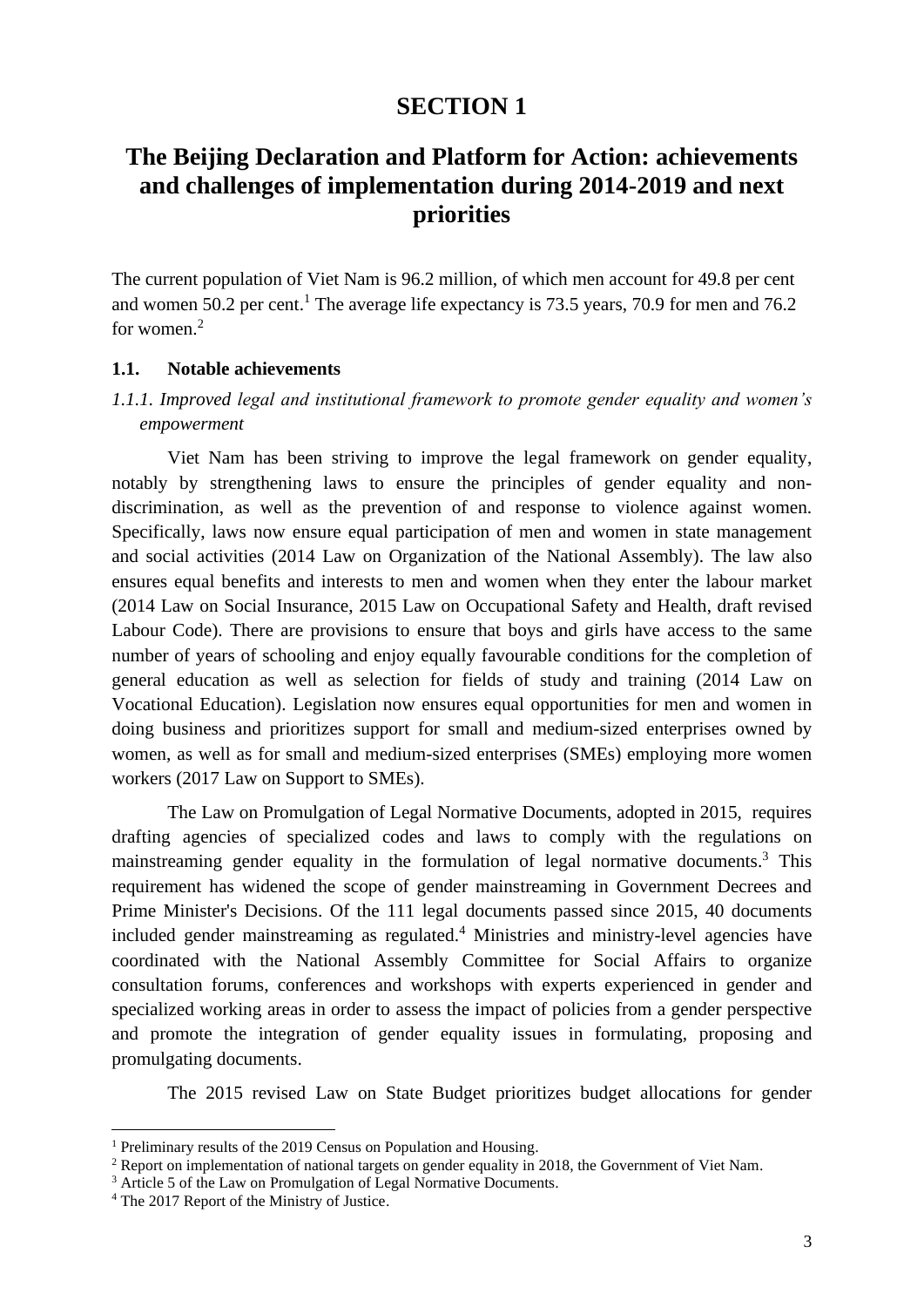# SECTION 1

# The Beijing Declaration and Platform for Action: achievements and challenges of implementation during 2014-2019 and next priorities

The current population of Viet Nam is 96.2 million, of which men account for 49.8 per cent and women 50.2 per cent.[1] The average life expectancy is 73.5 years, 70.9 for men and 76.2 for women.[2]

## 1.1. Notable achievements

### *1.1.1. Improved legal and institutional framework to promote gender equality and women's empowerment*

Viet Nam has been striving to improve the legal framework on gender equality, notably by strengthening laws to ensure the principles of gender equality and non-discrimination, as well as the prevention of and response to violence against women. Specifically, laws now ensure equal participation of men and women in state management and social activities (2014 Law on Organization of the National Assembly). The law also ensures equal benefits and interests to men and women when they enter the labour market (2014 Law on Social Insurance, 2015 Law on Occupational Safety and Health, draft revised Labour Code). There are provisions to ensure that boys and girls have access to the same number of years of schooling and enjoy equally favourable conditions for the completion of general education as well as selection for fields of study and training (2014 Law on Vocational Education). Legislation now ensures equal opportunities for men and women in doing business and prioritizes support for small and medium-sized enterprises owned by women, as well as for small and medium-sized enterprises (SMEs) employing more women workers (2017 Law on Support to SMEs).

The Law on Promulgation of Legal Normative Documents, adopted in 2015, requires drafting agencies of specialized codes and laws to comply with the regulations on mainstreaming gender equality in the formulation of legal normative documents.[3] This requirement has widened the scope of gender mainstreaming in Government Decrees and Prime Minister's Decisions. Of the 111 legal documents passed since 2015, 40 documents included gender mainstreaming as regulated.[4] Ministries and ministry-level agencies have coordinated with the National Assembly Committee for Social Affairs to organize consultation forums, conferences and workshops with experts experienced in gender and specialized working areas in order to assess the impact of policies from a gender perspective and promote the integration of gender equality issues in formulating, proposing and promulgating documents.

The 2015 revised Law on State Budget prioritizes budget allocations for gender

---

[1] Preliminary results of the 2019 Census on Population and Housing.

[2] Report on implementation of national targets on gender equality in 2018, the Government of Viet Nam.

[3] Article 5 of the Law on Promulgation of Legal Normative Documents.

[4] The 2017 Report of the Ministry of Justice.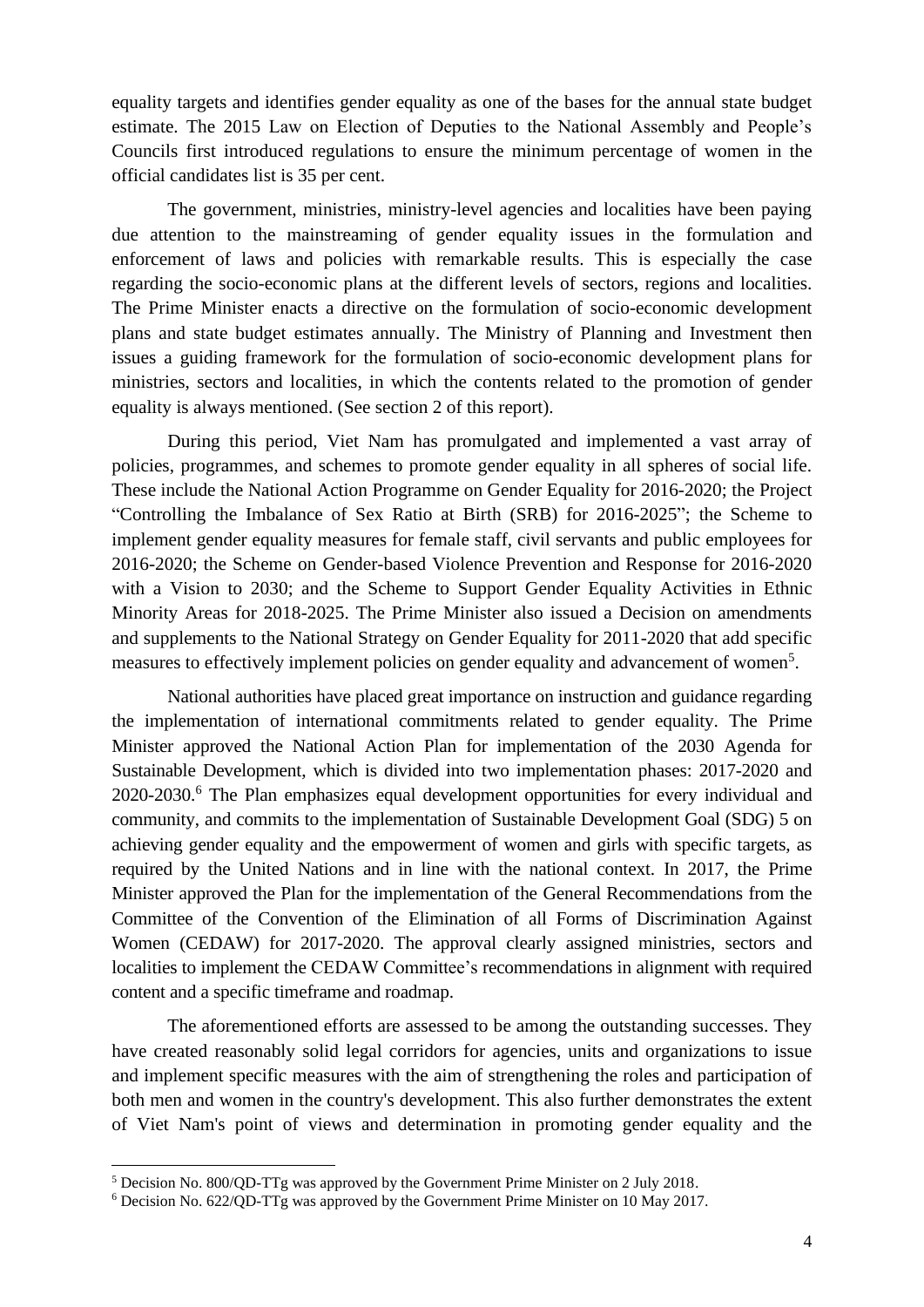equality targets and identifies gender equality as one of the bases for the annual state budget estimate. The 2015 Law on Election of Deputies to the National Assembly and People's Councils first introduced regulations to ensure the minimum percentage of women in the official candidates list is 35 per cent.

The government, ministries, ministry-level agencies and localities have been paying due attention to the mainstreaming of gender equality issues in the formulation and enforcement of laws and policies with remarkable results. This is especially the case regarding the socio-economic plans at the different levels of sectors, regions and localities. The Prime Minister enacts a directive on the formulation of socio-economic development plans and state budget estimates annually. The Ministry of Planning and Investment then issues a guiding framework for the formulation of socio-economic development plans for ministries, sectors and localities, in which the contents related to the promotion of gender equality is always mentioned. (See section 2 of this report).

During this period, Viet Nam has promulgated and implemented a vast array of policies, programmes, and schemes to promote gender equality in all spheres of social life. These include the National Action Programme on Gender Equality for 2016-2020; the Project "Controlling the Imbalance of Sex Ratio at Birth (SRB) for 2016-2025"; the Scheme to implement gender equality measures for female staff, civil servants and public employees for 2016-2020; the Scheme on Gender-based Violence Prevention and Response for 2016-2020 with a Vision to 2030; and the Scheme to Support Gender Equality Activities in Ethnic Minority Areas for 2018-2025. The Prime Minister also issued a Decision on amendments and supplements to the National Strategy on Gender Equality for 2011-2020 that add specific measures to effectively implement policies on gender equality and advancement of women[5].

National authorities have placed great importance on instruction and guidance regarding the implementation of international commitments related to gender equality. The Prime Minister approved the National Action Plan for implementation of the 2030 Agenda for Sustainable Development, which is divided into two implementation phases: 2017-2020 and 2020-2030.[6] The Plan emphasizes equal development opportunities for every individual and community, and commits to the implementation of Sustainable Development Goal (SDG) 5 on achieving gender equality and the empowerment of women and girls with specific targets, as required by the United Nations and in line with the national context. In 2017, the Prime Minister approved the Plan for the implementation of the General Recommendations from the Committee of the Convention of the Elimination of all Forms of Discrimination Against Women (CEDAW) for 2017-2020. The approval clearly assigned ministries, sectors and localities to implement the CEDAW Committee's recommendations in alignment with required content and a specific timeframe and roadmap.

The aforementioned efforts are assessed to be among the outstanding successes. They have created reasonably solid legal corridors for agencies, units and organizations to issue and implement specific measures with the aim of strengthening the roles and participation of both men and women in the country's development. This also further demonstrates the extent of Viet Nam's point of views and determination in promoting gender equality and the

---

[5] Decision No. 800/QD-TTg was approved by the Government Prime Minister on 2 July 2018.

[6] Decision No. 622/QD-TTg was approved by the Government Prime Minister on 10 May 2017.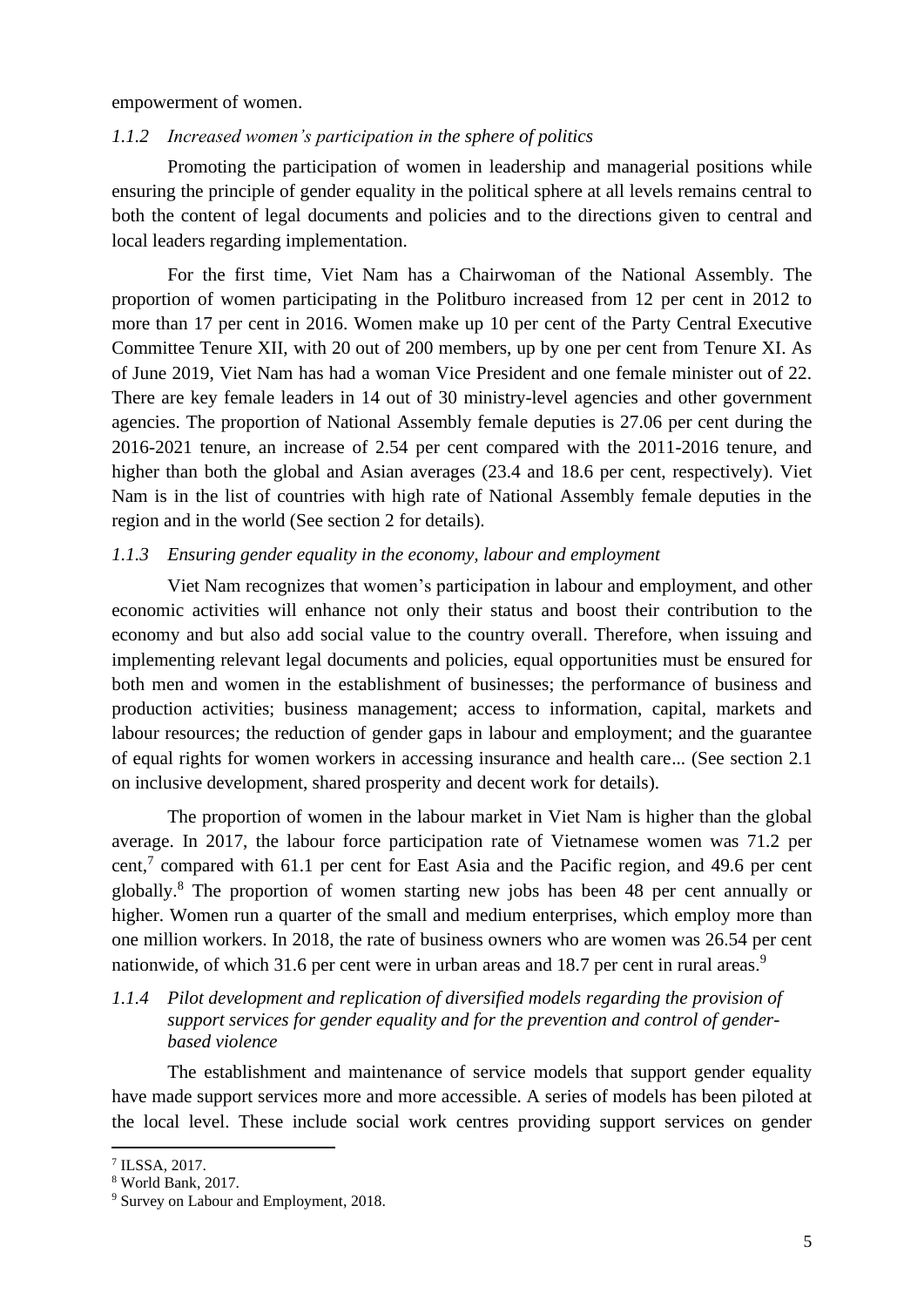empowerment of women.

### *1.1.2 Increased women's participation in the sphere of politics*

Promoting the participation of women in leadership and managerial positions while ensuring the principle of gender equality in the political sphere at all levels remains central to both the content of legal documents and policies and to the directions given to central and local leaders regarding implementation.

For the first time, Viet Nam has a Chairwoman of the National Assembly. The proportion of women participating in the Politburo increased from 12 per cent in 2012 to more than 17 per cent in 2016. Women make up 10 per cent of the Party Central Executive Committee Tenure XII, with 20 out of 200 members, up by one per cent from Tenure XI. As of June 2019, Viet Nam has had a woman Vice President and one female minister out of 22. There are key female leaders in 14 out of 30 ministry-level agencies and other government agencies. The proportion of National Assembly female deputies is 27.06 per cent during the 2016-2021 tenure, an increase of 2.54 per cent compared with the 2011-2016 tenure, and higher than both the global and Asian averages (23.4 and 18.6 per cent, respectively). Viet Nam is in the list of countries with high rate of National Assembly female deputies in the region and in the world (See section 2 for details).

### *1.1.3 Ensuring gender equality in the economy, labour and employment*

Viet Nam recognizes that women's participation in labour and employment, and other economic activities will enhance not only their status and boost their contribution to the economy and but also add social value to the country overall. Therefore, when issuing and implementing relevant legal documents and policies, equal opportunities must be ensured for both men and women in the establishment of businesses; the performance of business and production activities; business management; access to information, capital, markets and labour resources; the reduction of gender gaps in labour and employment; and the guarantee of equal rights for women workers in accessing insurance and health care... (See section 2.1 on inclusive development, shared prosperity and decent work for details).

The proportion of women in the labour market in Viet Nam is higher than the global average. In 2017, the labour force participation rate of Vietnamese women was 71.2 per cent,[7] compared with 61.1 per cent for East Asia and the Pacific region, and 49.6 per cent globally.[8] The proportion of women starting new jobs has been 48 per cent annually or higher. Women run a quarter of the small and medium enterprises, which employ more than one million workers. In 2018, the rate of business owners who are women was 26.54 per cent nationwide, of which 31.6 per cent were in urban areas and 18.7 per cent in rural areas.[9]

### *1.1.4 Pilot development and replication of diversified models regarding the provision of support services for gender equality and for the prevention and control of gender-based violence*

The establishment and maintenance of service models that support gender equality have made support services more and more accessible. A series of models has been piloted at the local level. These include social work centres providing support services on gender

---

[7] ILSSA, 2017.
[8] World Bank, 2017.
[9] Survey on Labour and Employment, 2018.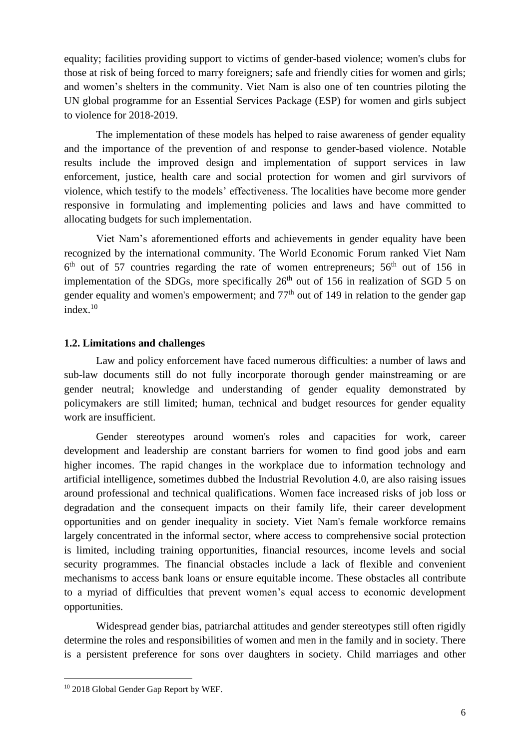equality; facilities providing support to victims of gender-based violence; women's clubs for those at risk of being forced to marry foreigners; safe and friendly cities for women and girls; and women's shelters in the community. Viet Nam is also one of ten countries piloting the UN global programme for an Essential Services Package (ESP) for women and girls subject to violence for 2018-2019.

The implementation of these models has helped to raise awareness of gender equality and the importance of the prevention of and response to gender-based violence. Notable results include the improved design and implementation of support services in law enforcement, justice, health care and social protection for women and girl survivors of violence, which testify to the models' effectiveness. The localities have become more gender responsive in formulating and implementing policies and laws and have committed to allocating budgets for such implementation.

Viet Nam's aforementioned efforts and achievements in gender equality have been recognized by the international community. The World Economic Forum ranked Viet Nam 6th out of 57 countries regarding the rate of women entrepreneurs; 56th out of 156 in implementation of the SDGs, more specifically 26th out of 156 in realization of SGD 5 on gender equality and women's empowerment; and 77th out of 149 in relation to the gender gap index.[10]

### 1.2. Limitations and challenges

Law and policy enforcement have faced numerous difficulties: a number of laws and sub-law documents still do not fully incorporate thorough gender mainstreaming or are gender neutral; knowledge and understanding of gender equality demonstrated by policymakers are still limited; human, technical and budget resources for gender equality work are insufficient.

Gender stereotypes around women's roles and capacities for work, career development and leadership are constant barriers for women to find good jobs and earn higher incomes. The rapid changes in the workplace due to information technology and artificial intelligence, sometimes dubbed the Industrial Revolution 4.0, are also raising issues around professional and technical qualifications. Women face increased risks of job loss or degradation and the consequent impacts on their family life, their career development opportunities and on gender inequality in society. Viet Nam's female workforce remains largely concentrated in the informal sector, where access to comprehensive social protection is limited, including training opportunities, financial resources, income levels and social security programmes. The financial obstacles include a lack of flexible and convenient mechanisms to access bank loans or ensure equitable income. These obstacles all contribute to a myriad of difficulties that prevent women's equal access to economic development opportunities.

Widespread gender bias, patriarchal attitudes and gender stereotypes still often rigidly determine the roles and responsibilities of women and men in the family and in society. There is a persistent preference for sons over daughters in society. Child marriages and other

[10] 2018 Global Gender Gap Report by WEF.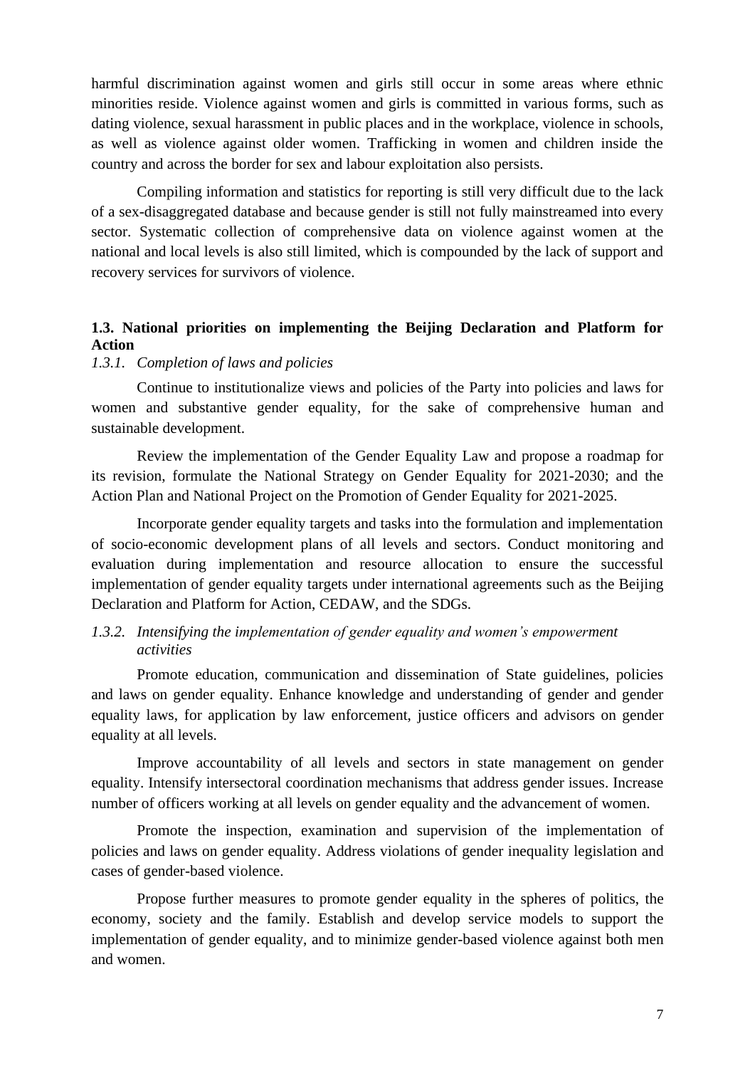harmful discrimination against women and girls still occur in some areas where ethnic minorities reside. Violence against women and girls is committed in various forms, such as dating violence, sexual harassment in public places and in the workplace, violence in schools, as well as violence against older women. Trafficking in women and children inside the country and across the border for sex and labour exploitation also persists.

Compiling information and statistics for reporting is still very difficult due to the lack of a sex-disaggregated database and because gender is still not fully mainstreamed into every sector. Systematic collection of comprehensive data on violence against women at the national and local levels is also still limited, which is compounded by the lack of support and recovery services for survivors of violence.

### 1.3. National priorities on implementing the Beijing Declaration and Platform for Action

#### *1.3.1. Completion of laws and policies*

Continue to institutionalize views and policies of the Party into policies and laws for women and substantive gender equality, for the sake of comprehensive human and sustainable development.

Review the implementation of the Gender Equality Law and propose a roadmap for its revision, formulate the National Strategy on Gender Equality for 2021-2030; and the Action Plan and National Project on the Promotion of Gender Equality for 2021-2025.

Incorporate gender equality targets and tasks into the formulation and implementation of socio-economic development plans of all levels and sectors. Conduct monitoring and evaluation during implementation and resource allocation to ensure the successful implementation of gender equality targets under international agreements such as the Beijing Declaration and Platform for Action, CEDAW, and the SDGs.

#### *1.3.2. Intensifying the implementation of gender equality and women's empowerment activities*

Promote education, communication and dissemination of State guidelines, policies and laws on gender equality. Enhance knowledge and understanding of gender and gender equality laws, for application by law enforcement, justice officers and advisors on gender equality at all levels.

Improve accountability of all levels and sectors in state management on gender equality. Intensify intersectoral coordination mechanisms that address gender issues. Increase number of officers working at all levels on gender equality and the advancement of women.

Promote the inspection, examination and supervision of the implementation of policies and laws on gender equality. Address violations of gender inequality legislation and cases of gender-based violence.

Propose further measures to promote gender equality in the spheres of politics, the economy, society and the family. Establish and develop service models to support the implementation of gender equality, and to minimize gender-based violence against both men and women.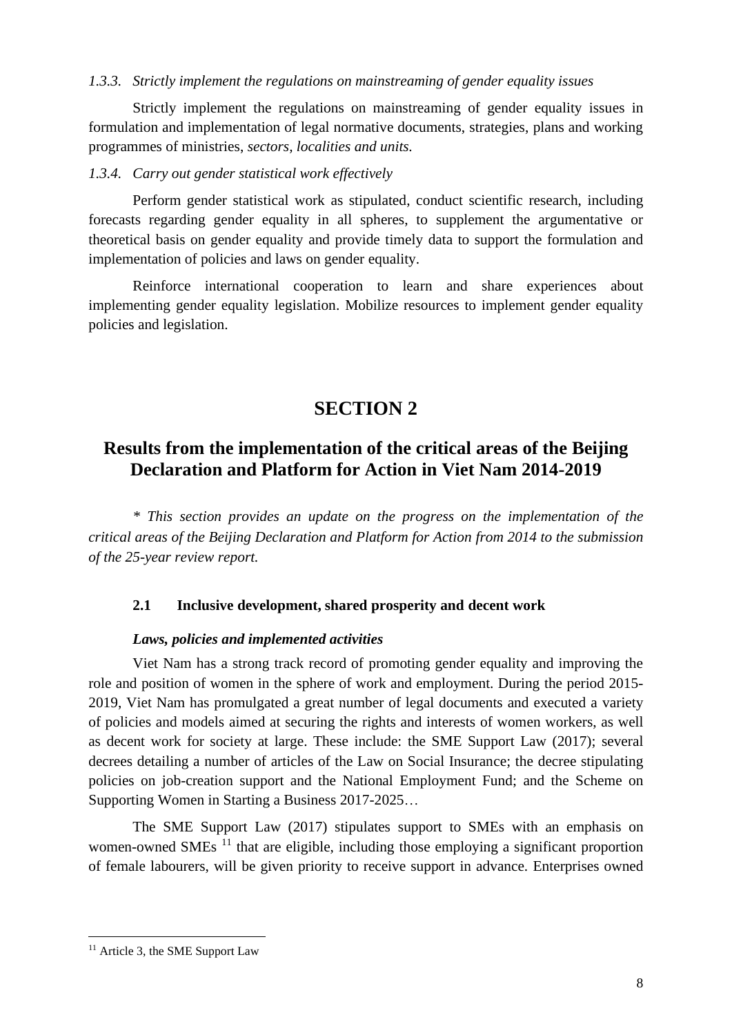*1.3.3. Strictly implement the regulations on mainstreaming of gender equality issues*

Strictly implement the regulations on mainstreaming of gender equality issues in formulation and implementation of legal normative documents, strategies, plans and working programmes of ministries, *sectors, localities and units.*

*1.3.4. Carry out gender statistical work effectively*

Perform gender statistical work as stipulated, conduct scientific research, including forecasts regarding gender equality in all spheres, to supplement the argumentative or theoretical basis on gender equality and provide timely data to support the formulation and implementation of policies and laws on gender equality.

Reinforce international cooperation to learn and share experiences about implementing gender equality legislation. Mobilize resources to implement gender equality policies and legislation.

# SECTION 2

# Results from the implementation of the critical areas of the Beijing Declaration and Platform for Action in Viet Nam 2014-2019

*\* This section provides an update on the progress on the implementation of the critical areas of the Beijing Declaration and Platform for Action from 2014 to the submission of the 25-year review report.*

### 2.1 Inclusive development, shared prosperity and decent work

***Laws, policies and implemented activities***

Viet Nam has a strong track record of promoting gender equality and improving the role and position of women in the sphere of work and employment. During the period 2015-2019, Viet Nam has promulgated a great number of legal documents and executed a variety of policies and models aimed at securing the rights and interests of women workers, as well as decent work for society at large. These include: the SME Support Law (2017); several decrees detailing a number of articles of the Law on Social Insurance; the decree stipulating policies on job-creation support and the National Employment Fund; and the Scheme on Supporting Women in Starting a Business 2017-2025…

The SME Support Law (2017) stipulates support to SMEs with an emphasis on women-owned SMEs [11] that are eligible, including those employing a significant proportion of female labourers, will be given priority to receive support in advance. Enterprises owned

[11] Article 3, the SME Support Law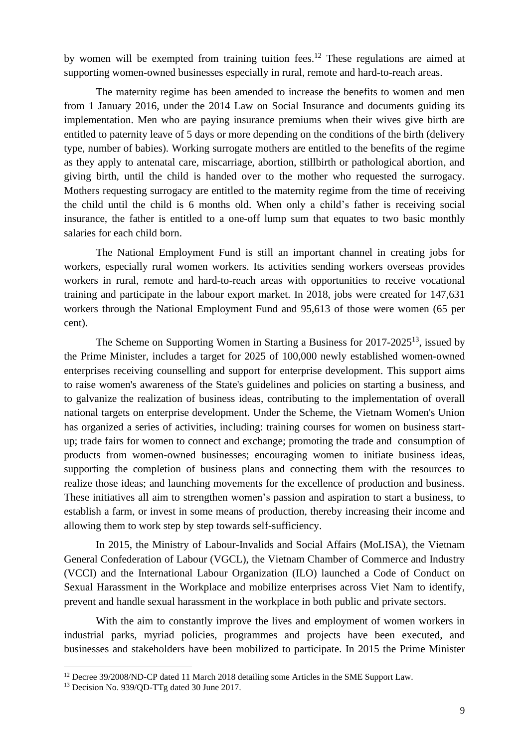by women will be exempted from training tuition fees.[12] These regulations are aimed at supporting women-owned businesses especially in rural, remote and hard-to-reach areas.

The maternity regime has been amended to increase the benefits to women and men from 1 January 2016, under the 2014 Law on Social Insurance and documents guiding its implementation. Men who are paying insurance premiums when their wives give birth are entitled to paternity leave of 5 days or more depending on the conditions of the birth (delivery type, number of babies). Working surrogate mothers are entitled to the benefits of the regime as they apply to antenatal care, miscarriage, abortion, stillbirth or pathological abortion, and giving birth, until the child is handed over to the mother who requested the surrogacy. Mothers requesting surrogacy are entitled to the maternity regime from the time of receiving the child until the child is 6 months old. When only a child's father is receiving social insurance, the father is entitled to a one-off lump sum that equates to two basic monthly salaries for each child born.

The National Employment Fund is still an important channel in creating jobs for workers, especially rural women workers. Its activities sending workers overseas provides workers in rural, remote and hard-to-reach areas with opportunities to receive vocational training and participate in the labour export market. In 2018, jobs were created for 147,631 workers through the National Employment Fund and 95,613 of those were women (65 per cent).

The Scheme on Supporting Women in Starting a Business for 2017-2025[13], issued by the Prime Minister, includes a target for 2025 of 100,000 newly established women-owned enterprises receiving counselling and support for enterprise development. This support aims to raise women's awareness of the State's guidelines and policies on starting a business, and to galvanize the realization of business ideas, contributing to the implementation of overall national targets on enterprise development. Under the Scheme, the Vietnam Women's Union has organized a series of activities, including: training courses for women on business start-up; trade fairs for women to connect and exchange; promoting the trade and consumption of products from women-owned businesses; encouraging women to initiate business ideas, supporting the completion of business plans and connecting them with the resources to realize those ideas; and launching movements for the excellence of production and business. These initiatives all aim to strengthen women's passion and aspiration to start a business, to establish a farm, or invest in some means of production, thereby increasing their income and allowing them to work step by step towards self-sufficiency.

In 2015, the Ministry of Labour-Invalids and Social Affairs (MoLISA), the Vietnam General Confederation of Labour (VGCL), the Vietnam Chamber of Commerce and Industry (VCCI) and the International Labour Organization (ILO) launched a Code of Conduct on Sexual Harassment in the Workplace and mobilize enterprises across Viet Nam to identify, prevent and handle sexual harassment in the workplace in both public and private sectors.

With the aim to constantly improve the lives and employment of women workers in industrial parks, myriad policies, programmes and projects have been executed, and businesses and stakeholders have been mobilized to participate. In 2015 the Prime Minister

[12] Decree 39/2008/ND-CP dated 11 March 2018 detailing some Articles in the SME Support Law.

[13] Decision No. 939/QD-TTg dated 30 June 2017.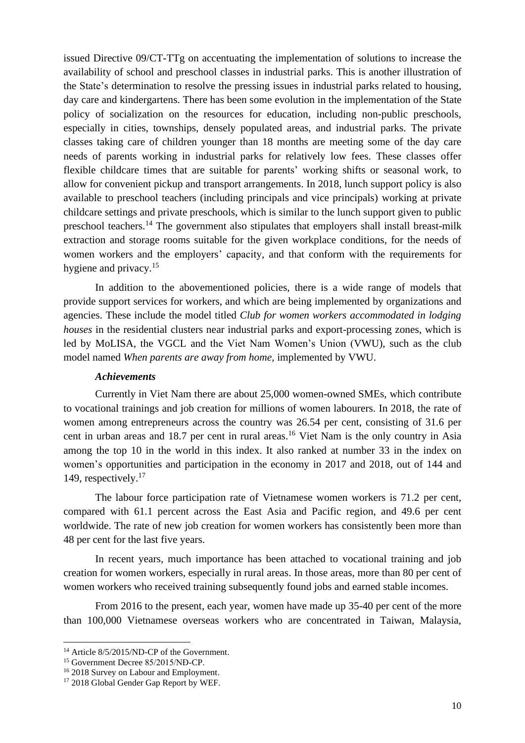issued Directive 09/CT-TTg on accentuating the implementation of solutions to increase the availability of school and preschool classes in industrial parks. This is another illustration of the State's determination to resolve the pressing issues in industrial parks related to housing, day care and kindergartens. There has been some evolution in the implementation of the State policy of socialization on the resources for education, including non-public preschools, especially in cities, townships, densely populated areas, and industrial parks. The private classes taking care of children younger than 18 months are meeting some of the day care needs of parents working in industrial parks for relatively low fees. These classes offer flexible childcare times that are suitable for parents' working shifts or seasonal work, to allow for convenient pickup and transport arrangements. In 2018, lunch support policy is also available to preschool teachers (including principals and vice principals) working at private childcare settings and private preschools, which is similar to the lunch support given to public preschool teachers.[14] The government also stipulates that employers shall install breast-milk extraction and storage rooms suitable for the given workplace conditions, for the needs of women workers and the employers' capacity, and that conform with the requirements for hygiene and privacy.[15]

In addition to the abovementioned policies, there is a wide range of models that provide support services for workers, and which are being implemented by organizations and agencies. These include the model titled *Club for women workers accommodated in lodging houses* in the residential clusters near industrial parks and export-processing zones, which is led by MoLISA, the VGCL and the Viet Nam Women's Union (VWU), such as the club model named *When parents are away from home,* implemented by VWU.

***Achievements***

Currently in Viet Nam there are about 25,000 women-owned SMEs, which contribute to vocational trainings and job creation for millions of women labourers. In 2018, the rate of women among entrepreneurs across the country was 26.54 per cent, consisting of 31.6 per cent in urban areas and 18.7 per cent in rural areas.[16] Viet Nam is the only country in Asia among the top 10 in the world in this index. It also ranked at number 33 in the index on women's opportunities and participation in the economy in 2017 and 2018, out of 144 and 149, respectively.[17]

The labour force participation rate of Vietnamese women workers is 71.2 per cent, compared with 61.1 percent across the East Asia and Pacific region, and 49.6 per cent worldwide. The rate of new job creation for women workers has consistently been more than 48 per cent for the last five years.

In recent years, much importance has been attached to vocational training and job creation for women workers, especially in rural areas. In those areas, more than 80 per cent of women workers who received training subsequently found jobs and earned stable incomes.

From 2016 to the present, each year, women have made up 35-40 per cent of the more than 100,000 Vietnamese overseas workers who are concentrated in Taiwan, Malaysia,

---

[14] Article 8/5/2015/ND-CP of the Government.

[15] Government Decree 85/2015/NĐ-CP.

[16] 2018 Survey on Labour and Employment.

[17] 2018 Global Gender Gap Report by WEF.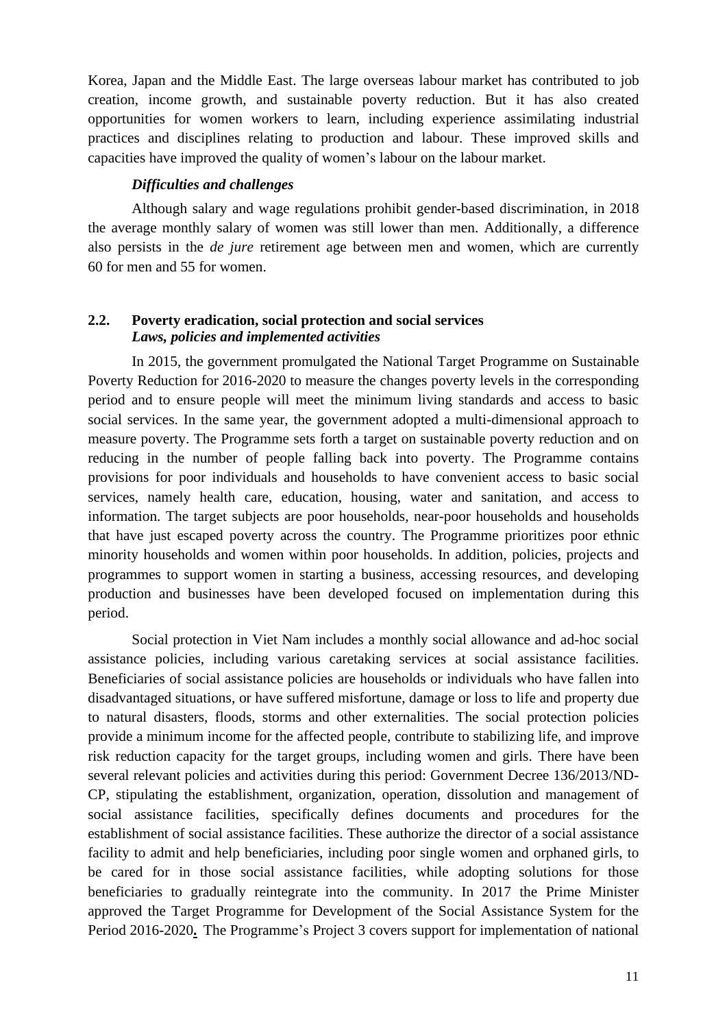Korea, Japan and the Middle East. The large overseas labour market has contributed to job creation, income growth, and sustainable poverty reduction. But it has also created opportunities for women workers to learn, including experience assimilating industrial practices and disciplines relating to production and labour. These improved skills and capacities have improved the quality of women's labour on the labour market.

***Difficulties and challenges***

Although salary and wage regulations prohibit gender-based discrimination, in 2018 the average monthly salary of women was still lower than men. Additionally, a difference also persists in the *de jure* retirement age between men and women, which are currently 60 for men and 55 for women.

### 2.2. Poverty eradication, social protection and social services

***Laws, policies and implemented activities***

In 2015, the government promulgated the National Target Programme on Sustainable Poverty Reduction for 2016-2020 to measure the changes poverty levels in the corresponding period and to ensure people will meet the minimum living standards and access to basic social services. In the same year, the government adopted a multi-dimensional approach to measure poverty. The Programme sets forth a target on sustainable poverty reduction and on reducing in the number of people falling back into poverty. The Programme contains provisions for poor individuals and households to have convenient access to basic social services, namely health care, education, housing, water and sanitation, and access to information. The target subjects are poor households, near-poor households and households that have just escaped poverty across the country. The Programme prioritizes poor ethnic minority households and women within poor households. In addition, policies, projects and programmes to support women in starting a business, accessing resources, and developing production and businesses have been developed focused on implementation during this period.

Social protection in Viet Nam includes a monthly social allowance and ad-hoc social assistance policies, including various caretaking services at social assistance facilities. Beneficiaries of social assistance policies are households or individuals who have fallen into disadvantaged situations, or have suffered misfortune, damage or loss to life and property due to natural disasters, floods, storms and other externalities. The social protection policies provide a minimum income for the affected people, contribute to stabilizing life, and improve risk reduction capacity for the target groups, including women and girls. There have been several relevant policies and activities during this period: Government Decree 136/2013/ND-CP, stipulating the establishment, organization, operation, dissolution and management of social assistance facilities, specifically defines documents and procedures for the establishment of social assistance facilities. These authorize the director of a social assistance facility to admit and help beneficiaries, including poor single women and orphaned girls, to be cared for in those social assistance facilities, while adopting solutions for those beneficiaries to gradually reintegrate into the community. In 2017 the Prime Minister approved the Target Programme for Development of the Social Assistance System for the Period 2016-2020. The Programme's Project 3 covers support for implementation of national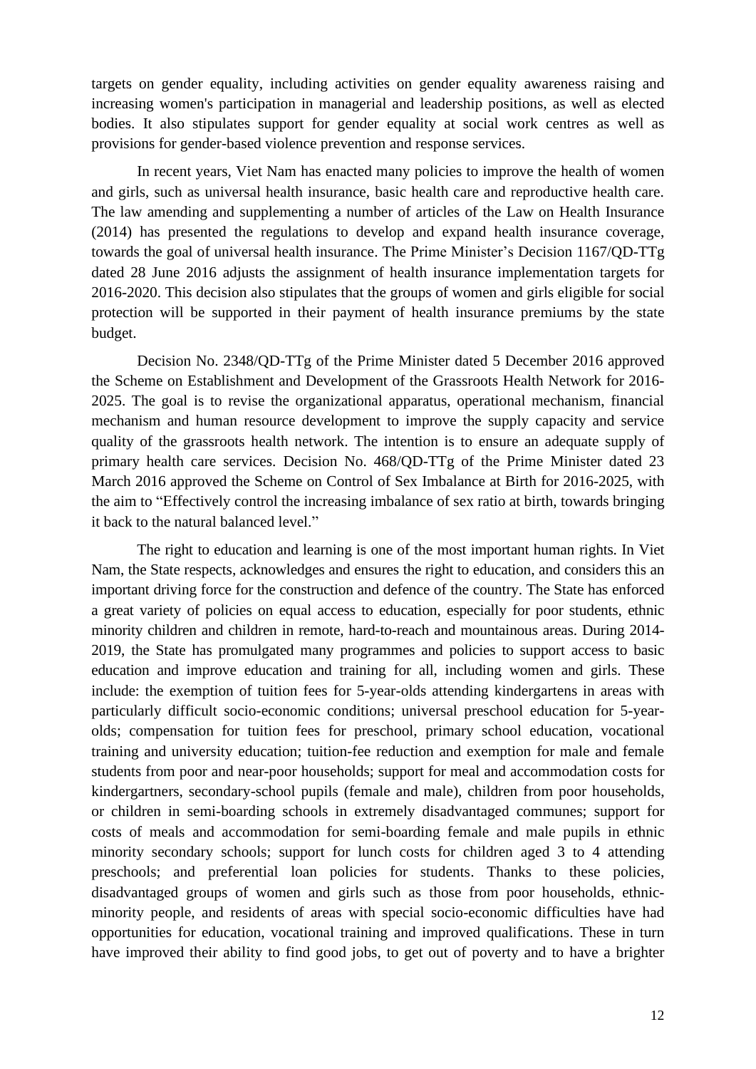targets on gender equality, including activities on gender equality awareness raising and increasing women's participation in managerial and leadership positions, as well as elected bodies. It also stipulates support for gender equality at social work centres as well as provisions for gender-based violence prevention and response services.

In recent years, Viet Nam has enacted many policies to improve the health of women and girls, such as universal health insurance, basic health care and reproductive health care. The law amending and supplementing a number of articles of the Law on Health Insurance (2014) has presented the regulations to develop and expand health insurance coverage, towards the goal of universal health insurance. The Prime Minister's Decision 1167/QD-TTg dated 28 June 2016 adjusts the assignment of health insurance implementation targets for 2016-2020. This decision also stipulates that the groups of women and girls eligible for social protection will be supported in their payment of health insurance premiums by the state budget.

Decision No. 2348/QD-TTg of the Prime Minister dated 5 December 2016 approved the Scheme on Establishment and Development of the Grassroots Health Network for 2016-2025. The goal is to revise the organizational apparatus, operational mechanism, financial mechanism and human resource development to improve the supply capacity and service quality of the grassroots health network. The intention is to ensure an adequate supply of primary health care services. Decision No. 468/QD-TTg of the Prime Minister dated 23 March 2016 approved the Scheme on Control of Sex Imbalance at Birth for 2016-2025, with the aim to "Effectively control the increasing imbalance of sex ratio at birth, towards bringing it back to the natural balanced level."

The right to education and learning is one of the most important human rights. In Viet Nam, the State respects, acknowledges and ensures the right to education, and considers this an important driving force for the construction and defence of the country. The State has enforced a great variety of policies on equal access to education, especially for poor students, ethnic minority children and children in remote, hard-to-reach and mountainous areas. During 2014-2019, the State has promulgated many programmes and policies to support access to basic education and improve education and training for all, including women and girls. These include: the exemption of tuition fees for 5-year-olds attending kindergartens in areas with particularly difficult socio-economic conditions; universal preschool education for 5-year-olds; compensation for tuition fees for preschool, primary school education, vocational training and university education; tuition-fee reduction and exemption for male and female students from poor and near-poor households; support for meal and accommodation costs for kindergartners, secondary-school pupils (female and male), children from poor households, or children in semi-boarding schools in extremely disadvantaged communes; support for costs of meals and accommodation for semi-boarding female and male pupils in ethnic minority secondary schools; support for lunch costs for children aged 3 to 4 attending preschools; and preferential loan policies for students. Thanks to these policies, disadvantaged groups of women and girls such as those from poor households, ethnic-minority people, and residents of areas with special socio-economic difficulties have had opportunities for education, vocational training and improved qualifications. These in turn have improved their ability to find good jobs, to get out of poverty and to have a brighter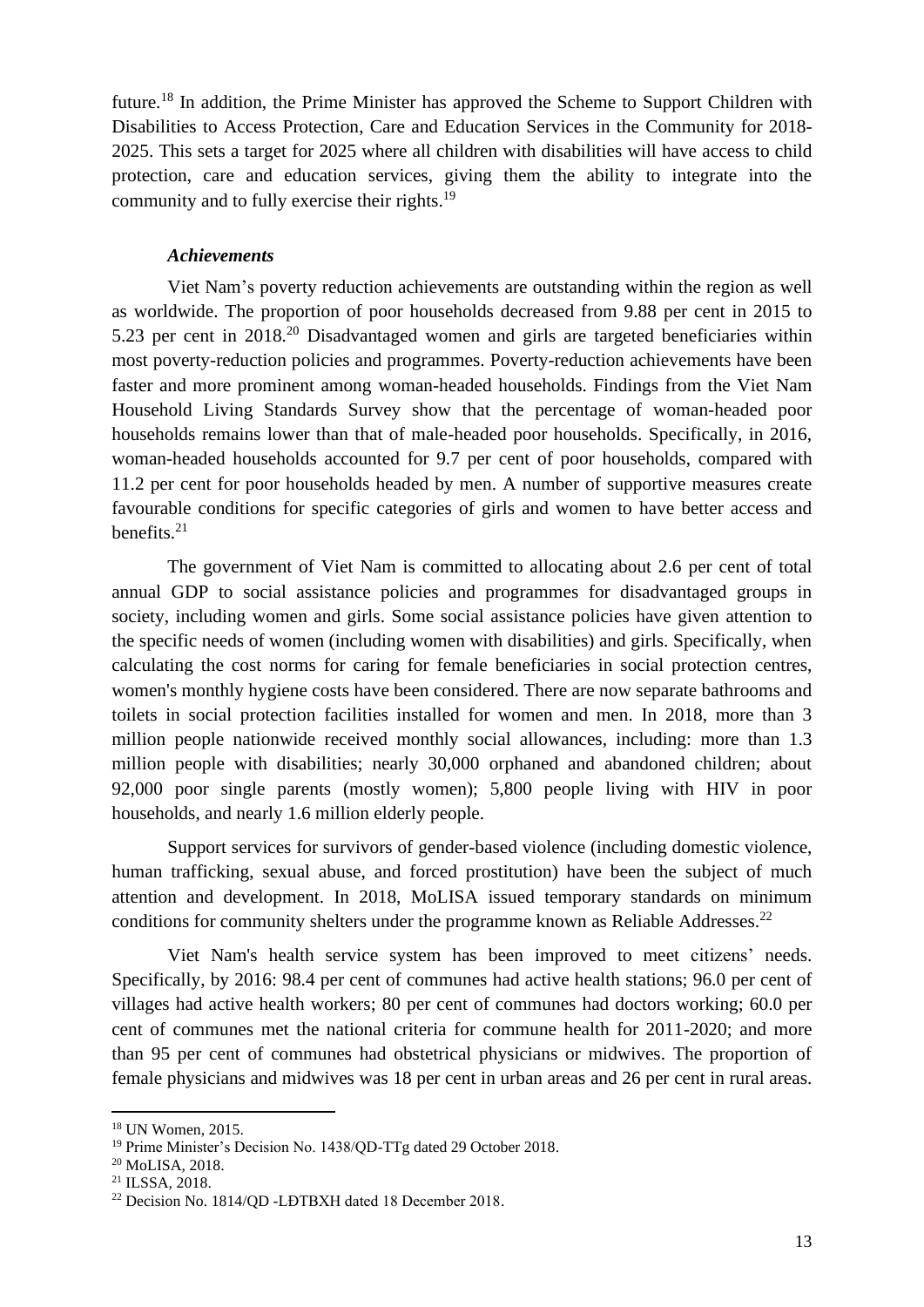future.[18] In addition, the Prime Minister has approved the Scheme to Support Children with Disabilities to Access Protection, Care and Education Services in the Community for 2018-2025. This sets a target for 2025 where all children with disabilities will have access to child protection, care and education services, giving them the ability to integrate into the community and to fully exercise their rights.[19]

***Achievements***

Viet Nam's poverty reduction achievements are outstanding within the region as well as worldwide. The proportion of poor households decreased from 9.88 per cent in 2015 to 5.23 per cent in 2018.[20] Disadvantaged women and girls are targeted beneficiaries within most poverty-reduction policies and programmes. Poverty-reduction achievements have been faster and more prominent among woman-headed households. Findings from the Viet Nam Household Living Standards Survey show that the percentage of woman-headed poor households remains lower than that of male-headed poor households. Specifically, in 2016, woman-headed households accounted for 9.7 per cent of poor households, compared with 11.2 per cent for poor households headed by men. A number of supportive measures create favourable conditions for specific categories of girls and women to have better access and benefits.[21]

The government of Viet Nam is committed to allocating about 2.6 per cent of total annual GDP to social assistance policies and programmes for disadvantaged groups in society, including women and girls. Some social assistance policies have given attention to the specific needs of women (including women with disabilities) and girls. Specifically, when calculating the cost norms for caring for female beneficiaries in social protection centres, women's monthly hygiene costs have been considered. There are now separate bathrooms and toilets in social protection facilities installed for women and men. In 2018, more than 3 million people nationwide received monthly social allowances, including: more than 1.3 million people with disabilities; nearly 30,000 orphaned and abandoned children; about 92,000 poor single parents (mostly women); 5,800 people living with HIV in poor households, and nearly 1.6 million elderly people.

Support services for survivors of gender-based violence (including domestic violence, human trafficking, sexual abuse, and forced prostitution) have been the subject of much attention and development. In 2018, MoLISA issued temporary standards on minimum conditions for community shelters under the programme known as Reliable Addresses.[22]

Viet Nam's health service system has been improved to meet citizens' needs. Specifically, by 2016: 98.4 per cent of communes had active health stations; 96.0 per cent of villages had active health workers; 80 per cent of communes had doctors working; 60.0 per cent of communes met the national criteria for commune health for 2011-2020; and more than 95 per cent of communes had obstetrical physicians or midwives. The proportion of female physicians and midwives was 18 per cent in urban areas and 26 per cent in rural areas.

---

[18] UN Women, 2015.

[19] Prime Minister's Decision No. 1438/QD-TTg dated 29 October 2018.

[20] MoLISA, 2018.

[21] ILSSA, 2018.

[22] Decision No. 1814/QD -LĐTBXH dated 18 December 2018.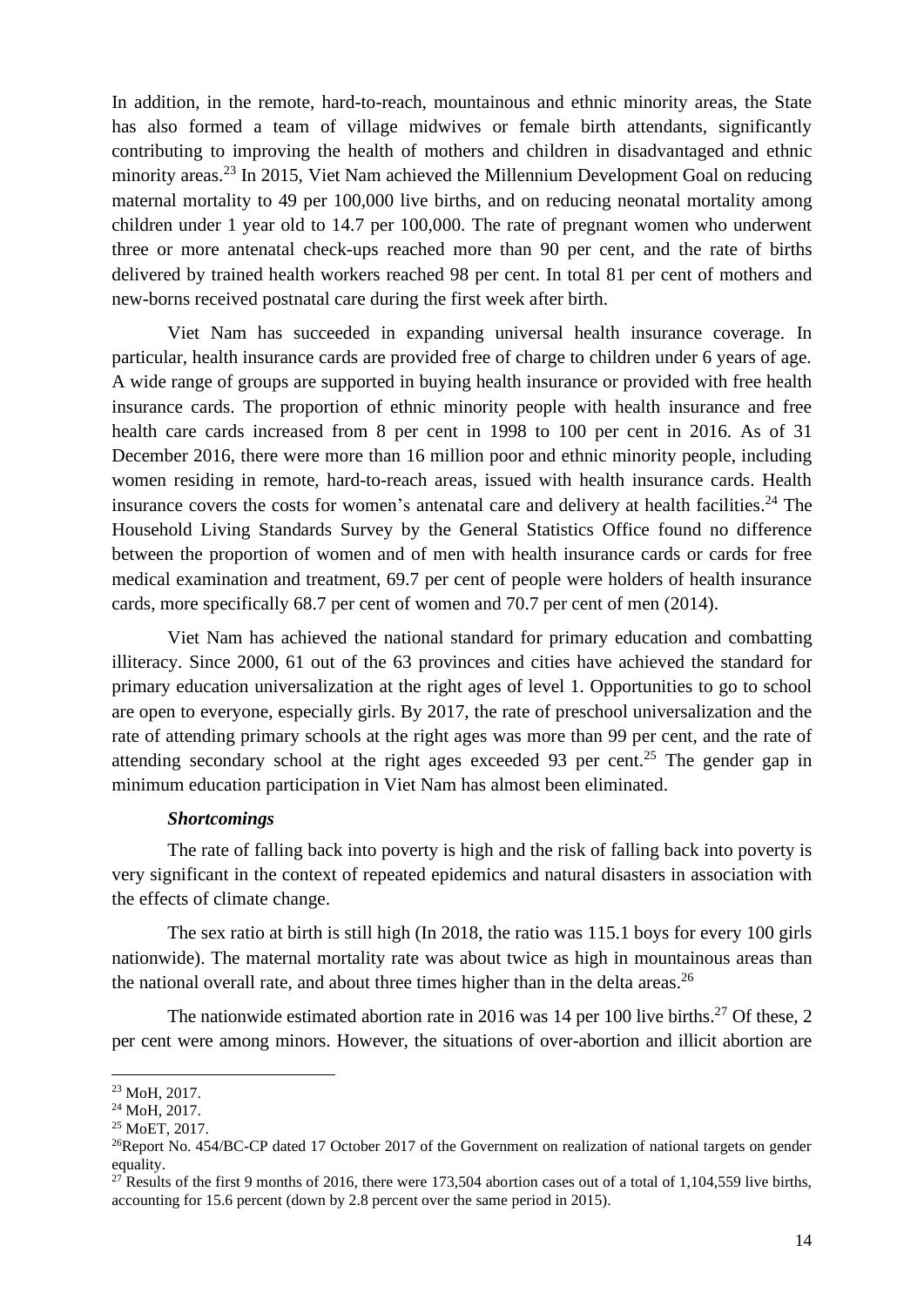In addition, in the remote, hard-to-reach, mountainous and ethnic minority areas, the State has also formed a team of village midwives or female birth attendants, significantly contributing to improving the health of mothers and children in disadvantaged and ethnic minority areas.[23] In 2015, Viet Nam achieved the Millennium Development Goal on reducing maternal mortality to 49 per 100,000 live births, and on reducing neonatal mortality among children under 1 year old to 14.7 per 100,000. The rate of pregnant women who underwent three or more antenatal check-ups reached more than 90 per cent, and the rate of births delivered by trained health workers reached 98 per cent. In total 81 per cent of mothers and new-borns received postnatal care during the first week after birth.

Viet Nam has succeeded in expanding universal health insurance coverage. In particular, health insurance cards are provided free of charge to children under 6 years of age. A wide range of groups are supported in buying health insurance or provided with free health insurance cards. The proportion of ethnic minority people with health insurance and free health care cards increased from 8 per cent in 1998 to 100 per cent in 2016. As of 31 December 2016, there were more than 16 million poor and ethnic minority people, including women residing in remote, hard-to-reach areas, issued with health insurance cards. Health insurance covers the costs for women's antenatal care and delivery at health facilities.[24] The Household Living Standards Survey by the General Statistics Office found no difference between the proportion of women and of men with health insurance cards or cards for free medical examination and treatment, 69.7 per cent of people were holders of health insurance cards, more specifically 68.7 per cent of women and 70.7 per cent of men (2014).

Viet Nam has achieved the national standard for primary education and combatting illiteracy. Since 2000, 61 out of the 63 provinces and cities have achieved the standard for primary education universalization at the right ages of level 1. Opportunities to go to school are open to everyone, especially girls. By 2017, the rate of preschool universalization and the rate of attending primary schools at the right ages was more than 99 per cent, and the rate of attending secondary school at the right ages exceeded 93 per cent.[25] The gender gap in minimum education participation in Viet Nam has almost been eliminated.

***Shortcomings***

The rate of falling back into poverty is high and the risk of falling back into poverty is very significant in the context of repeated epidemics and natural disasters in association with the effects of climate change.

The sex ratio at birth is still high (In 2018, the ratio was 115.1 boys for every 100 girls nationwide). The maternal mortality rate was about twice as high in mountainous areas than the national overall rate, and about three times higher than in the delta areas.[26]

The nationwide estimated abortion rate in 2016 was 14 per 100 live births.[27] Of these, 2 per cent were among minors. However, the situations of over-abortion and illicit abortion are

---

[23] MoH, 2017.

[24] MoH, 2017.

[25] MoET, 2017.

[26] Report No. 454/BC-CP dated 17 October 2017 of the Government on realization of national targets on gender equality.

[27] Results of the first 9 months of 2016, there were 173,504 abortion cases out of a total of 1,104,559 live births, accounting for 15.6 percent (down by 2.8 percent over the same period in 2015).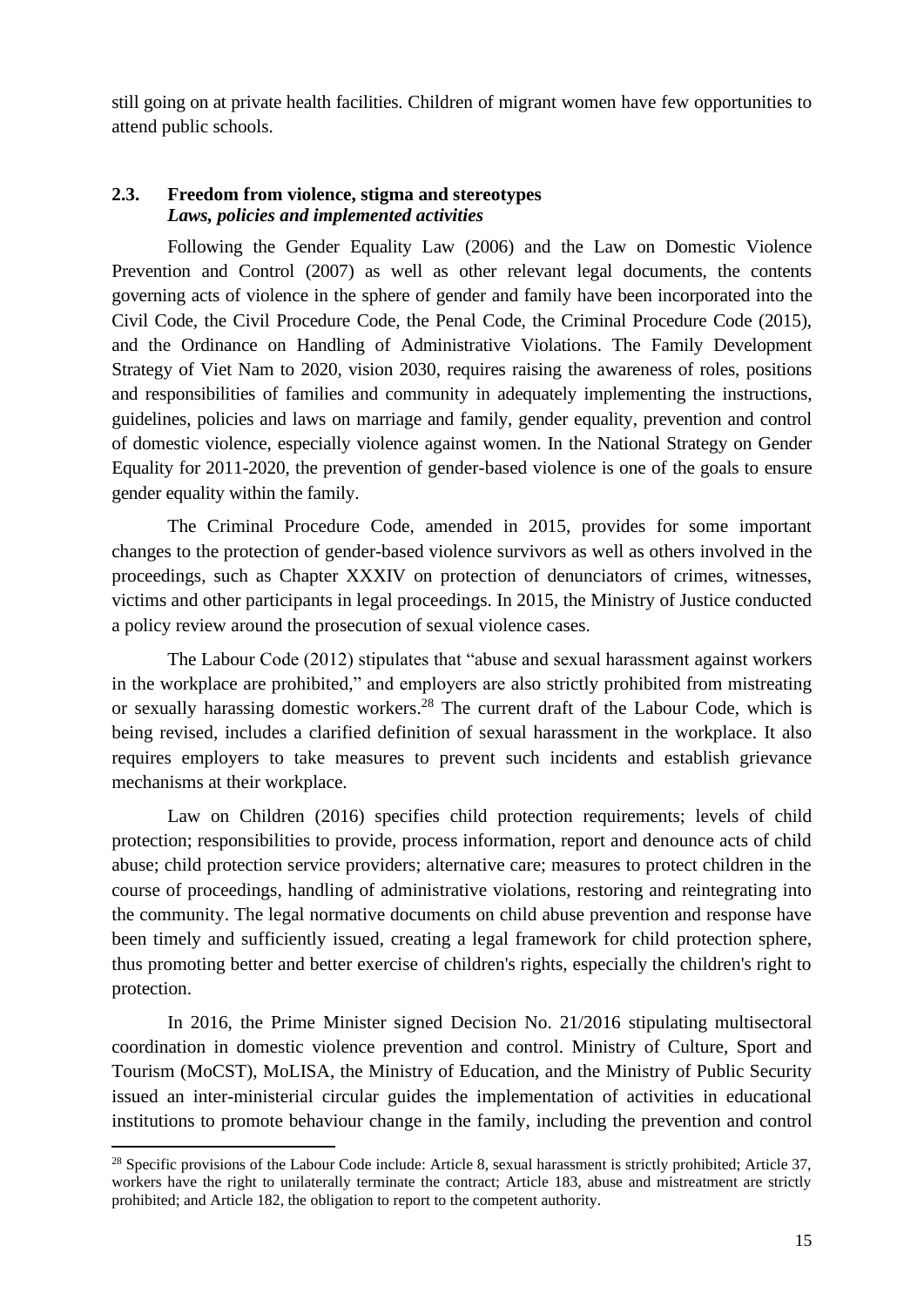still going on at private health facilities. Children of migrant women have few opportunities to attend public schools.

## 2.3. Freedom from violence, stigma and stereotypes

### *Laws, policies and implemented activities*

Following the Gender Equality Law (2006) and the Law on Domestic Violence Prevention and Control (2007) as well as other relevant legal documents, the contents governing acts of violence in the sphere of gender and family have been incorporated into the Civil Code, the Civil Procedure Code, the Penal Code, the Criminal Procedure Code (2015), and the Ordinance on Handling of Administrative Violations. The Family Development Strategy of Viet Nam to 2020, vision 2030, requires raising the awareness of roles, positions and responsibilities of families and community in adequately implementing the instructions, guidelines, policies and laws on marriage and family, gender equality, prevention and control of domestic violence, especially violence against women. In the National Strategy on Gender Equality for 2011-2020, the prevention of gender-based violence is one of the goals to ensure gender equality within the family.

The Criminal Procedure Code, amended in 2015, provides for some important changes to the protection of gender-based violence survivors as well as others involved in the proceedings, such as Chapter XXXIV on protection of denunciators of crimes, witnesses, victims and other participants in legal proceedings. In 2015, the Ministry of Justice conducted a policy review around the prosecution of sexual violence cases.

The Labour Code (2012) stipulates that "abuse and sexual harassment against workers in the workplace are prohibited," and employers are also strictly prohibited from mistreating or sexually harassing domestic workers.[28] The current draft of the Labour Code, which is being revised, includes a clarified definition of sexual harassment in the workplace. It also requires employers to take measures to prevent such incidents and establish grievance mechanisms at their workplace.

Law on Children (2016) specifies child protection requirements; levels of child protection; responsibilities to provide, process information, report and denounce acts of child abuse; child protection service providers; alternative care; measures to protect children in the course of proceedings, handling of administrative violations, restoring and reintegrating into the community. The legal normative documents on child abuse prevention and response have been timely and sufficiently issued, creating a legal framework for child protection sphere, thus promoting better and better exercise of children's rights, especially the children's right to protection.

In 2016, the Prime Minister signed Decision No. 21/2016 stipulating multisectoral coordination in domestic violence prevention and control. Ministry of Culture, Sport and Tourism (MoCST), MoLISA, the Ministry of Education, and the Ministry of Public Security issued an inter-ministerial circular guides the implementation of activities in educational institutions to promote behaviour change in the family, including the prevention and control

[28] Specific provisions of the Labour Code include: Article 8, sexual harassment is strictly prohibited; Article 37, workers have the right to unilaterally terminate the contract; Article 183, abuse and mistreatment are strictly prohibited; and Article 182, the obligation to report to the competent authority.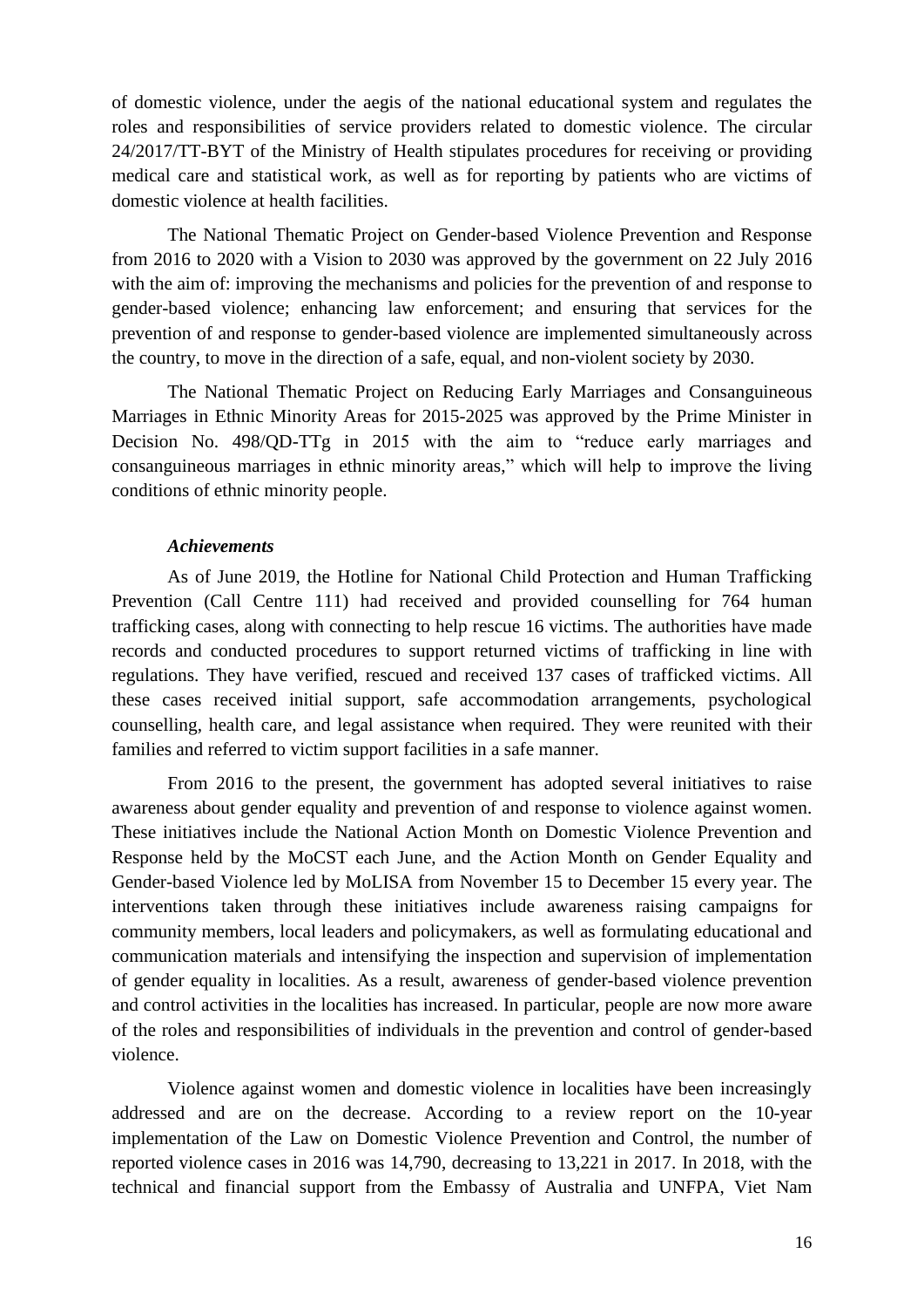of domestic violence, under the aegis of the national educational system and regulates the roles and responsibilities of service providers related to domestic violence. The circular 24/2017/TT-BYT of the Ministry of Health stipulates procedures for receiving or providing medical care and statistical work, as well as for reporting by patients who are victims of domestic violence at health facilities.

The National Thematic Project on Gender-based Violence Prevention and Response from 2016 to 2020 with a Vision to 2030 was approved by the government on 22 July 2016 with the aim of: improving the mechanisms and policies for the prevention of and response to gender-based violence; enhancing law enforcement; and ensuring that services for the prevention of and response to gender-based violence are implemented simultaneously across the country, to move in the direction of a safe, equal, and non-violent society by 2030.

The National Thematic Project on Reducing Early Marriages and Consanguineous Marriages in Ethnic Minority Areas for 2015-2025 was approved by the Prime Minister in Decision No. 498/QD-TTg in 2015 with the aim to "reduce early marriages and consanguineous marriages in ethnic minority areas," which will help to improve the living conditions of ethnic minority people.

***Achievements***

As of June 2019, the Hotline for National Child Protection and Human Trafficking Prevention (Call Centre 111) had received and provided counselling for 764 human trafficking cases, along with connecting to help rescue 16 victims. The authorities have made records and conducted procedures to support returned victims of trafficking in line with regulations. They have verified, rescued and received 137 cases of trafficked victims. All these cases received initial support, safe accommodation arrangements, psychological counselling, health care, and legal assistance when required. They were reunited with their families and referred to victim support facilities in a safe manner.

From 2016 to the present, the government has adopted several initiatives to raise awareness about gender equality and prevention of and response to violence against women. These initiatives include the National Action Month on Domestic Violence Prevention and Response held by the MoCST each June, and the Action Month on Gender Equality and Gender-based Violence led by MoLISA from November 15 to December 15 every year. The interventions taken through these initiatives include awareness raising campaigns for community members, local leaders and policymakers, as well as formulating educational and communication materials and intensifying the inspection and supervision of implementation of gender equality in localities. As a result, awareness of gender-based violence prevention and control activities in the localities has increased. In particular, people are now more aware of the roles and responsibilities of individuals in the prevention and control of gender-based violence.

Violence against women and domestic violence in localities have been increasingly addressed and are on the decrease. According to a review report on the 10-year implementation of the Law on Domestic Violence Prevention and Control, the number of reported violence cases in 2016 was 14,790, decreasing to 13,221 in 2017. In 2018, with the technical and financial support from the Embassy of Australia and UNFPA, Viet Nam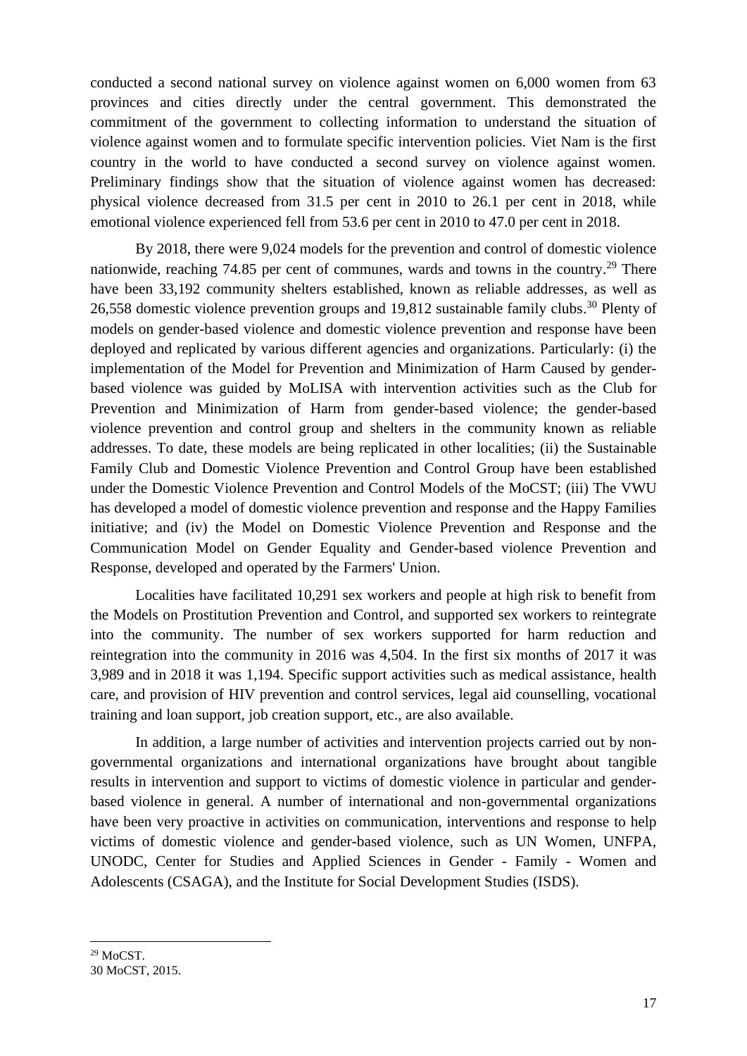conducted a second national survey on violence against women on 6,000 women from 63 provinces and cities directly under the central government. This demonstrated the commitment of the government to collecting information to understand the situation of violence against women and to formulate specific intervention policies. Viet Nam is the first country in the world to have conducted a second survey on violence against women. Preliminary findings show that the situation of violence against women has decreased: physical violence decreased from 31.5 per cent in 2010 to 26.1 per cent in 2018, while emotional violence experienced fell from 53.6 per cent in 2010 to 47.0 per cent in 2018.

By 2018, there were 9,024 models for the prevention and control of domestic violence nationwide, reaching 74.85 per cent of communes, wards and towns in the country.[29] There have been 33,192 community shelters established, known as reliable addresses, as well as 26,558 domestic violence prevention groups and 19,812 sustainable family clubs.[30] Plenty of models on gender-based violence and domestic violence prevention and response have been deployed and replicated by various different agencies and organizations. Particularly: (i) the implementation of the Model for Prevention and Minimization of Harm Caused by gender-based violence was guided by MoLISA with intervention activities such as the Club for Prevention and Minimization of Harm from gender-based violence; the gender-based violence prevention and control group and shelters in the community known as reliable addresses. To date, these models are being replicated in other localities; (ii) the Sustainable Family Club and Domestic Violence Prevention and Control Group have been established under the Domestic Violence Prevention and Control Models of the MoCST; (iii) The VWU has developed a model of domestic violence prevention and response and the Happy Families initiative; and (iv) the Model on Domestic Violence Prevention and Response and the Communication Model on Gender Equality and Gender-based violence Prevention and Response, developed and operated by the Farmers' Union.

Localities have facilitated 10,291 sex workers and people at high risk to benefit from the Models on Prostitution Prevention and Control, and supported sex workers to reintegrate into the community. The number of sex workers supported for harm reduction and reintegration into the community in 2016 was 4,504. In the first six months of 2017 it was 3,989 and in 2018 it was 1,194. Specific support activities such as medical assistance, health care, and provision of HIV prevention and control services, legal aid counselling, vocational training and loan support, job creation support, etc., are also available.

In addition, a large number of activities and intervention projects carried out by non-governmental organizations and international organizations have brought about tangible results in intervention and support to victims of domestic violence in particular and gender-based violence in general. A number of international and non-governmental organizations have been very proactive in activities on communication, interventions and response to help victims of domestic violence and gender-based violence, such as UN Women, UNFPA, UNODC, Center for Studies and Applied Sciences in Gender - Family - Women and Adolescents (CSAGA), and the Institute for Social Development Studies (ISDS).

---

[29] MoCST.

30 MoCST, 2015.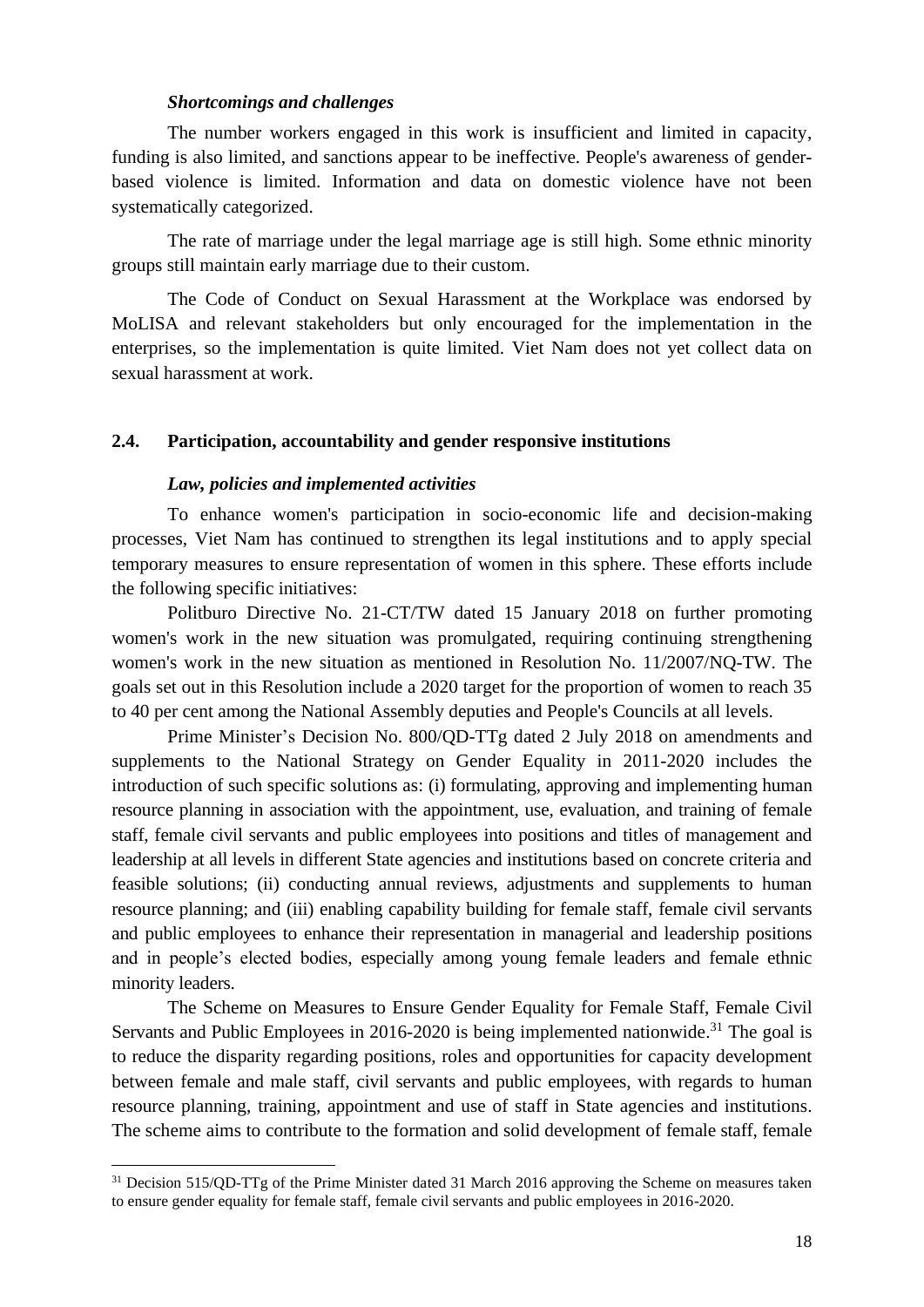*Shortcomings and challenges*

The number workers engaged in this work is insufficient and limited in capacity, funding is also limited, and sanctions appear to be ineffective. People's awareness of gender-based violence is limited. Information and data on domestic violence have not been systematically categorized.

The rate of marriage under the legal marriage age is still high. Some ethnic minority groups still maintain early marriage due to their custom.

The Code of Conduct on Sexual Harassment at the Workplace was endorsed by MoLISA and relevant stakeholders but only encouraged for the implementation in the enterprises, so the implementation is quite limited. Viet Nam does not yet collect data on sexual harassment at work.

## 2.4. Participation, accountability and gender responsive institutions

*Law, policies and implemented activities*

To enhance women's participation in socio-economic life and decision-making processes, Viet Nam has continued to strengthen its legal institutions and to apply special temporary measures to ensure representation of women in this sphere. These efforts include the following specific initiatives:

Politburo Directive No. 21-CT/TW dated 15 January 2018 on further promoting women's work in the new situation was promulgated, requiring continuing strengthening women's work in the new situation as mentioned in Resolution No. 11/2007/NQ-TW. The goals set out in this Resolution include a 2020 target for the proportion of women to reach 35 to 40 per cent among the National Assembly deputies and People's Councils at all levels.

Prime Minister's Decision No. 800/QD-TTg dated 2 July 2018 on amendments and supplements to the National Strategy on Gender Equality in 2011-2020 includes the introduction of such specific solutions as: (i) formulating, approving and implementing human resource planning in association with the appointment, use, evaluation, and training of female staff, female civil servants and public employees into positions and titles of management and leadership at all levels in different State agencies and institutions based on concrete criteria and feasible solutions; (ii) conducting annual reviews, adjustments and supplements to human resource planning; and (iii) enabling capability building for female staff, female civil servants and public employees to enhance their representation in managerial and leadership positions and in people's elected bodies, especially among young female leaders and female ethnic minority leaders.

The Scheme on Measures to Ensure Gender Equality for Female Staff, Female Civil Servants and Public Employees in 2016-2020 is being implemented nationwide.[31] The goal is to reduce the disparity regarding positions, roles and opportunities for capacity development between female and male staff, civil servants and public employees, with regards to human resource planning, training, appointment and use of staff in State agencies and institutions. The scheme aims to contribute to the formation and solid development of female staff, female

[31] Decision 515/QD-TTg of the Prime Minister dated 31 March 2016 approving the Scheme on measures taken to ensure gender equality for female staff, female civil servants and public employees in 2016-2020.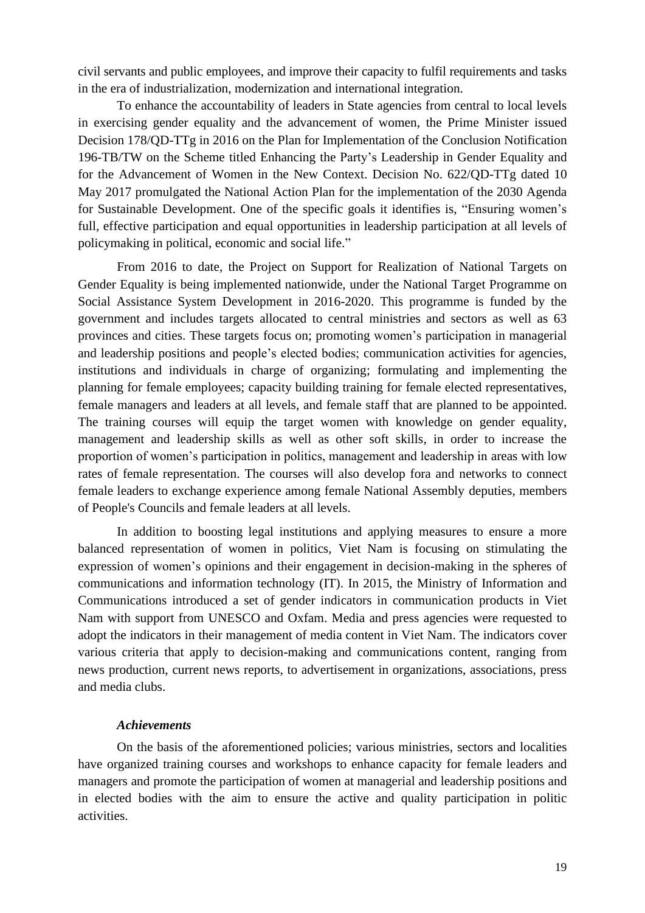civil servants and public employees, and improve their capacity to fulfil requirements and tasks in the era of industrialization, modernization and international integration.

To enhance the accountability of leaders in State agencies from central to local levels in exercising gender equality and the advancement of women, the Prime Minister issued Decision 178/QD-TTg in 2016 on the Plan for Implementation of the Conclusion Notification 196-TB/TW on the Scheme titled Enhancing the Party's Leadership in Gender Equality and for the Advancement of Women in the New Context. Decision No. 622/QD-TTg dated 10 May 2017 promulgated the National Action Plan for the implementation of the 2030 Agenda for Sustainable Development. One of the specific goals it identifies is, "Ensuring women's full, effective participation and equal opportunities in leadership participation at all levels of policymaking in political, economic and social life."

From 2016 to date, the Project on Support for Realization of National Targets on Gender Equality is being implemented nationwide, under the National Target Programme on Social Assistance System Development in 2016-2020. This programme is funded by the government and includes targets allocated to central ministries and sectors as well as 63 provinces and cities. These targets focus on; promoting women's participation in managerial and leadership positions and people's elected bodies; communication activities for agencies, institutions and individuals in charge of organizing; formulating and implementing the planning for female employees; capacity building training for female elected representatives, female managers and leaders at all levels, and female staff that are planned to be appointed. The training courses will equip the target women with knowledge on gender equality, management and leadership skills as well as other soft skills, in order to increase the proportion of women's participation in politics, management and leadership in areas with low rates of female representation. The courses will also develop fora and networks to connect female leaders to exchange experience among female National Assembly deputies, members of People's Councils and female leaders at all levels.

In addition to boosting legal institutions and applying measures to ensure a more balanced representation of women in politics, Viet Nam is focusing on stimulating the expression of women's opinions and their engagement in decision-making in the spheres of communications and information technology (IT). In 2015, the Ministry of Information and Communications introduced a set of gender indicators in communication products in Viet Nam with support from UNESCO and Oxfam. Media and press agencies were requested to adopt the indicators in their management of media content in Viet Nam. The indicators cover various criteria that apply to decision-making and communications content, ranging from news production, current news reports, to advertisement in organizations, associations, press and media clubs.

***Achievements***

On the basis of the aforementioned policies; various ministries, sectors and localities have organized training courses and workshops to enhance capacity for female leaders and managers and promote the participation of women at managerial and leadership positions and in elected bodies with the aim to ensure the active and quality participation in politic activities.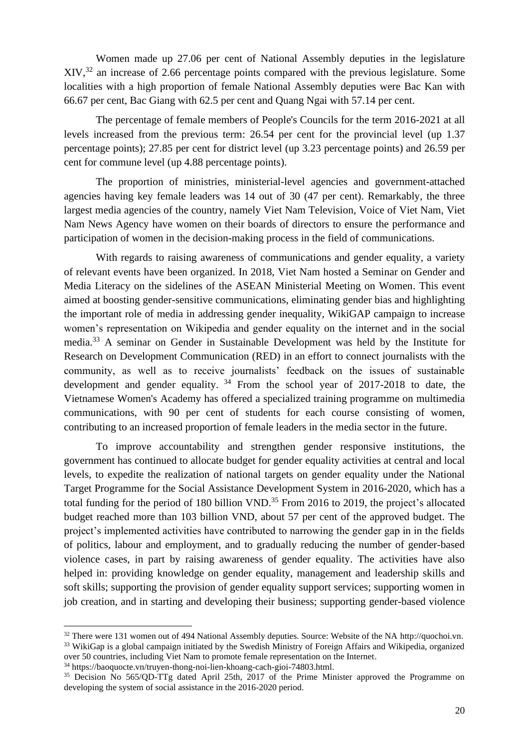Women made up 27.06 per cent of National Assembly deputies in the legislature XIV,[32] an increase of 2.66 percentage points compared with the previous legislature. Some localities with a high proportion of female National Assembly deputies were Bac Kan with 66.67 per cent, Bac Giang with 62.5 per cent and Quang Ngai with 57.14 per cent.

The percentage of female members of People's Councils for the term 2016-2021 at all levels increased from the previous term: 26.54 per cent for the provincial level (up 1.37 percentage points); 27.85 per cent for district level (up 3.23 percentage points) and 26.59 per cent for commune level (up 4.88 percentage points).

The proportion of ministries, ministerial-level agencies and government-attached agencies having key female leaders was 14 out of 30 (47 per cent). Remarkably, the three largest media agencies of the country, namely Viet Nam Television, Voice of Viet Nam, Viet Nam News Agency have women on their boards of directors to ensure the performance and participation of women in the decision-making process in the field of communications.

With regards to raising awareness of communications and gender equality, a variety of relevant events have been organized. In 2018, Viet Nam hosted a Seminar on Gender and Media Literacy on the sidelines of the ASEAN Ministerial Meeting on Women. This event aimed at boosting gender-sensitive communications, eliminating gender bias and highlighting the important role of media in addressing gender inequality, WikiGAP campaign to increase women's representation on Wikipedia and gender equality on the internet and in the social media.[33] A seminar on Gender in Sustainable Development was held by the Institute for Research on Development Communication (RED) in an effort to connect journalists with the community, as well as to receive journalists' feedback on the issues of sustainable development and gender equality. [34] From the school year of 2017-2018 to date, the Vietnamese Women's Academy has offered a specialized training programme on multimedia communications, with 90 per cent of students for each course consisting of women, contributing to an increased proportion of female leaders in the media sector in the future.

To improve accountability and strengthen gender responsive institutions, the government has continued to allocate budget for gender equality activities at central and local levels, to expedite the realization of national targets on gender equality under the National Target Programme for the Social Assistance Development System in 2016-2020, which has a total funding for the period of 180 billion VND.[35] From 2016 to 2019, the project's allocated budget reached more than 103 billion VND, about 57 per cent of the approved budget. The project's implemented activities have contributed to narrowing the gender gap in in the fields of politics, labour and employment, and to gradually reducing the number of gender-based violence cases, in part by raising awareness of gender equality. The activities have also helped in: providing knowledge on gender equality, management and leadership skills and soft skills; supporting the provision of gender equality support services; supporting women in job creation, and in starting and developing their business; supporting gender-based violence

---

[32] There were 131 women out of 494 National Assembly deputies. Source: Website of the NA http://quochoi.vn.

[33] WikiGap is a global campaign initiated by the Swedish Ministry of Foreign Affairs and Wikipedia, organized over 50 countries, including Viet Nam to promote female representation on the Internet.

[34] https://baoquocte.vn/truyen-thong-noi-lien-khoang-cach-gioi-74803.html.

[35] Decision No 565/QD-TTg dated April 25th, 2017 of the Prime Minister approved the Programme on developing the system of social assistance in the 2016-2020 period.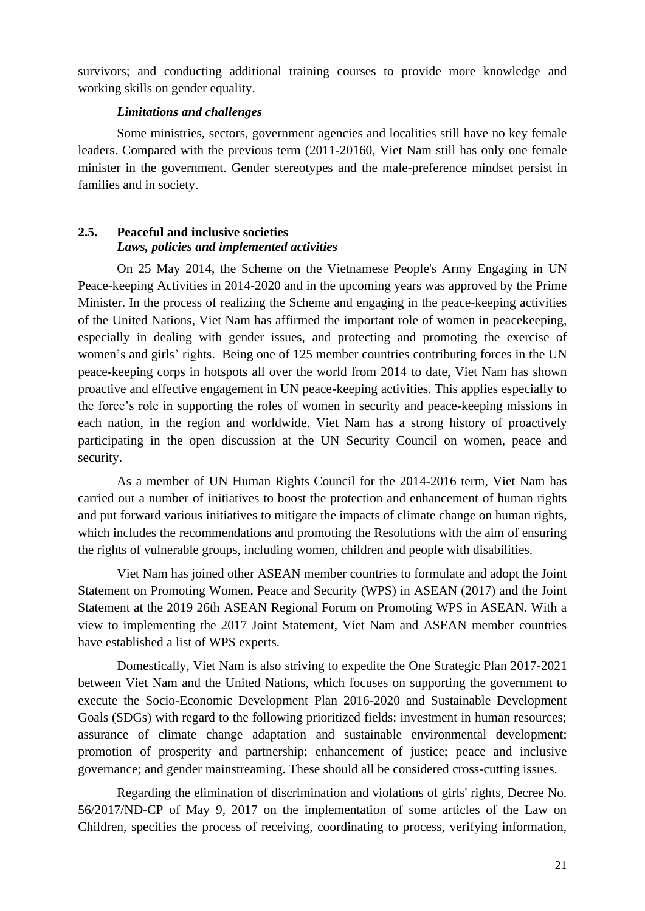survivors; and conducting additional training courses to provide more knowledge and working skills on gender equality.

***Limitations and challenges***

Some ministries, sectors, government agencies and localities still have no key female leaders. Compared with the previous term (2011-20160, Viet Nam still has only one female minister in the government. Gender stereotypes and the male-preference mindset persist in families and in society.

## 2.5. Peaceful and inclusive societies

***Laws, policies and implemented activities***

On 25 May 2014, the Scheme on the Vietnamese People's Army Engaging in UN Peace-keeping Activities in 2014-2020 and in the upcoming years was approved by the Prime Minister. In the process of realizing the Scheme and engaging in the peace-keeping activities of the United Nations, Viet Nam has affirmed the important role of women in peacekeeping, especially in dealing with gender issues, and protecting and promoting the exercise of women's and girls' rights. Being one of 125 member countries contributing forces in the UN peace-keeping corps in hotspots all over the world from 2014 to date, Viet Nam has shown proactive and effective engagement in UN peace-keeping activities. This applies especially to the force's role in supporting the roles of women in security and peace-keeping missions in each nation, in the region and worldwide. Viet Nam has a strong history of proactively participating in the open discussion at the UN Security Council on women, peace and security.

As a member of UN Human Rights Council for the 2014-2016 term, Viet Nam has carried out a number of initiatives to boost the protection and enhancement of human rights and put forward various initiatives to mitigate the impacts of climate change on human rights, which includes the recommendations and promoting the Resolutions with the aim of ensuring the rights of vulnerable groups, including women, children and people with disabilities.

Viet Nam has joined other ASEAN member countries to formulate and adopt the Joint Statement on Promoting Women, Peace and Security (WPS) in ASEAN (2017) and the Joint Statement at the 2019 26th ASEAN Regional Forum on Promoting WPS in ASEAN. With a view to implementing the 2017 Joint Statement, Viet Nam and ASEAN member countries have established a list of WPS experts.

Domestically, Viet Nam is also striving to expedite the One Strategic Plan 2017-2021 between Viet Nam and the United Nations, which focuses on supporting the government to execute the Socio-Economic Development Plan 2016-2020 and Sustainable Development Goals (SDGs) with regard to the following prioritized fields: investment in human resources; assurance of climate change adaptation and sustainable environmental development; promotion of prosperity and partnership; enhancement of justice; peace and inclusive governance; and gender mainstreaming. These should all be considered cross-cutting issues.

Regarding the elimination of discrimination and violations of girls' rights, Decree No. 56/2017/ND-CP of May 9, 2017 on the implementation of some articles of the Law on Children, specifies the process of receiving, coordinating to process, verifying information,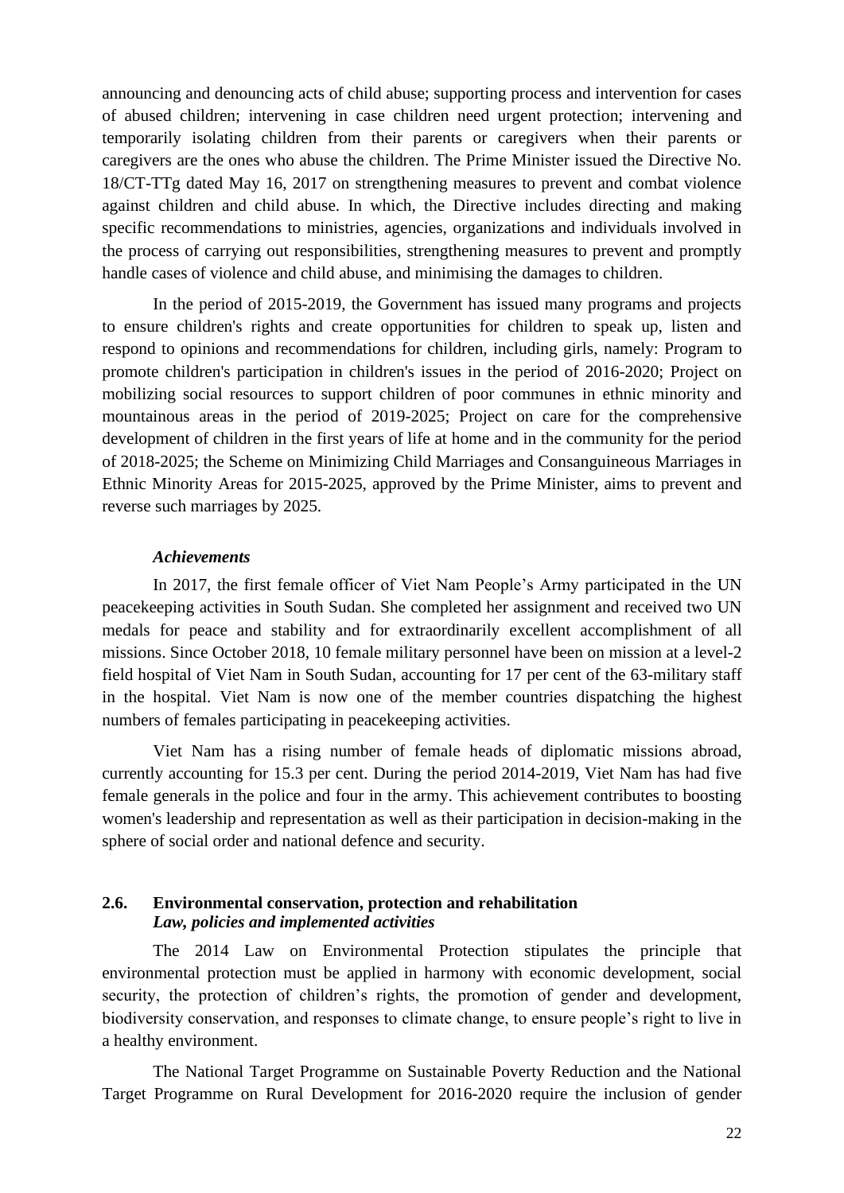announcing and denouncing acts of child abuse; supporting process and intervention for cases of abused children; intervening in case children need urgent protection; intervening and temporarily isolating children from their parents or caregivers when their parents or caregivers are the ones who abuse the children. The Prime Minister issued the Directive No. 18/CT-TTg dated May 16, 2017 on strengthening measures to prevent and combat violence against children and child abuse. In which, the Directive includes directing and making specific recommendations to ministries, agencies, organizations and individuals involved in the process of carrying out responsibilities, strengthening measures to prevent and promptly handle cases of violence and child abuse, and minimising the damages to children.

In the period of 2015-2019, the Government has issued many programs and projects to ensure children's rights and create opportunities for children to speak up, listen and respond to opinions and recommendations for children, including girls, namely: Program to promote children's participation in children's issues in the period of 2016-2020; Project on mobilizing social resources to support children of poor communes in ethnic minority and mountainous areas in the period of 2019-2025; Project on care for the comprehensive development of children in the first years of life at home and in the community for the period of 2018-2025; the Scheme on Minimizing Child Marriages and Consanguineous Marriages in Ethnic Minority Areas for 2015-2025, approved by the Prime Minister, aims to prevent and reverse such marriages by 2025.

***Achievements***

In 2017, the first female officer of Viet Nam People's Army participated in the UN peacekeeping activities in South Sudan. She completed her assignment and received two UN medals for peace and stability and for extraordinarily excellent accomplishment of all missions. Since October 2018, 10 female military personnel have been on mission at a level-2 field hospital of Viet Nam in South Sudan, accounting for 17 per cent of the 63-military staff in the hospital. Viet Nam is now one of the member countries dispatching the highest numbers of females participating in peacekeeping activities.

Viet Nam has a rising number of female heads of diplomatic missions abroad, currently accounting for 15.3 per cent. During the period 2014-2019, Viet Nam has had five female generals in the police and four in the army. This achievement contributes to boosting women's leadership and representation as well as their participation in decision-making in the sphere of social order and national defence and security.

## 2.6. Environmental conservation, protection and rehabilitation

***Law, policies and implemented activities***

The 2014 Law on Environmental Protection stipulates the principle that environmental protection must be applied in harmony with economic development, social security, the protection of children's rights, the promotion of gender and development, biodiversity conservation, and responses to climate change, to ensure people's right to live in a healthy environment.

The National Target Programme on Sustainable Poverty Reduction and the National Target Programme on Rural Development for 2016-2020 require the inclusion of gender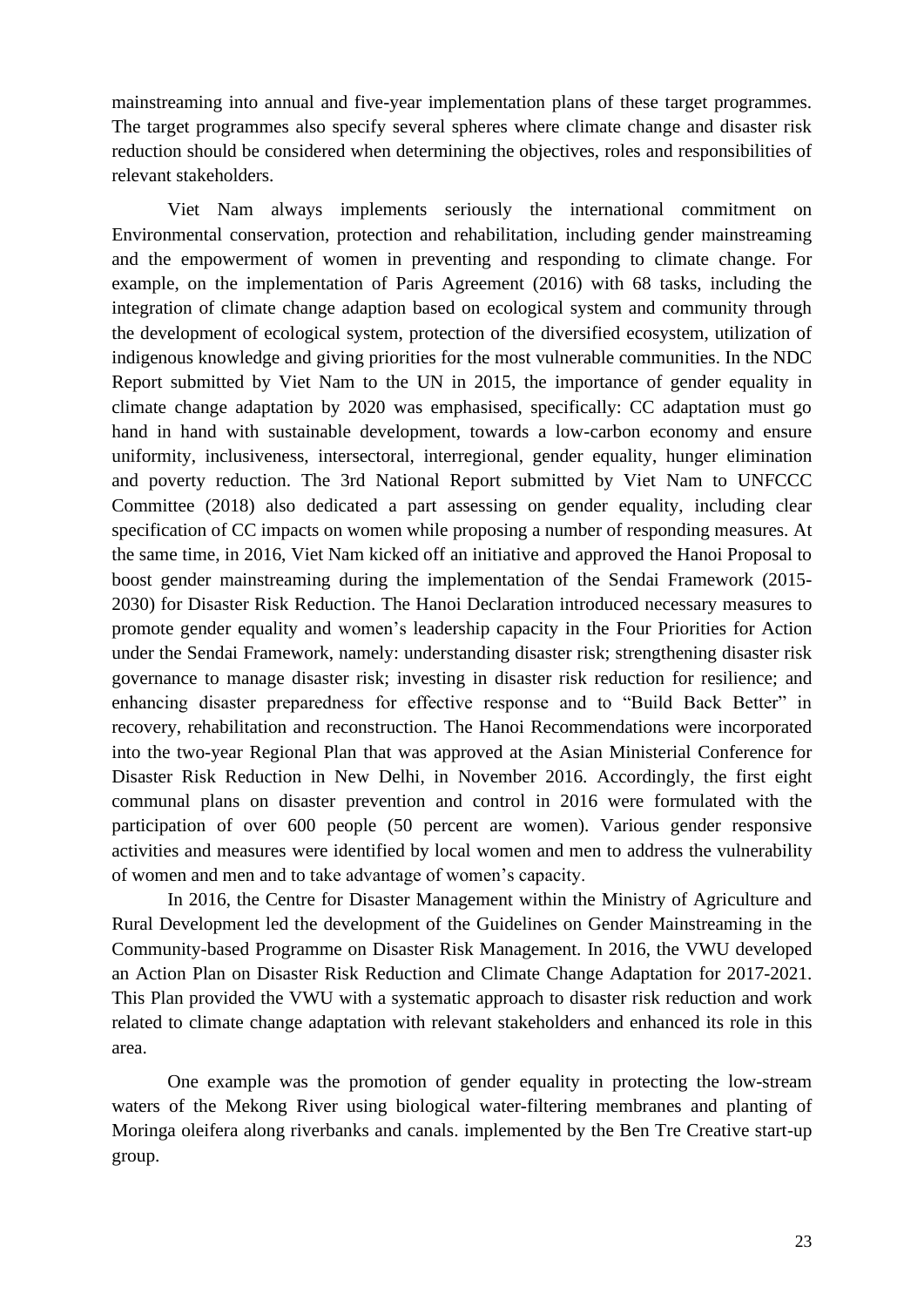mainstreaming into annual and five-year implementation plans of these target programmes. The target programmes also specify several spheres where climate change and disaster risk reduction should be considered when determining the objectives, roles and responsibilities of relevant stakeholders.

Viet Nam always implements seriously the international commitment on Environmental conservation, protection and rehabilitation, including gender mainstreaming and the empowerment of women in preventing and responding to climate change. For example, on the implementation of Paris Agreement (2016) with 68 tasks, including the integration of climate change adaption based on ecological system and community through the development of ecological system, protection of the diversified ecosystem, utilization of indigenous knowledge and giving priorities for the most vulnerable communities. In the NDC Report submitted by Viet Nam to the UN in 2015, the importance of gender equality in climate change adaptation by 2020 was emphasised, specifically: CC adaptation must go hand in hand with sustainable development, towards a low-carbon economy and ensure uniformity, inclusiveness, intersectoral, interregional, gender equality, hunger elimination and poverty reduction. The 3rd National Report submitted by Viet Nam to UNFCCC Committee (2018) also dedicated a part assessing on gender equality, including clear specification of CC impacts on women while proposing a number of responding measures. At the same time, in 2016, Viet Nam kicked off an initiative and approved the Hanoi Proposal to boost gender mainstreaming during the implementation of the Sendai Framework (2015-2030) for Disaster Risk Reduction. The Hanoi Declaration introduced necessary measures to promote gender equality and women's leadership capacity in the Four Priorities for Action under the Sendai Framework, namely: understanding disaster risk; strengthening disaster risk governance to manage disaster risk; investing in disaster risk reduction for resilience; and enhancing disaster preparedness for effective response and to "Build Back Better" in recovery, rehabilitation and reconstruction. The Hanoi Recommendations were incorporated into the two-year Regional Plan that was approved at the Asian Ministerial Conference for Disaster Risk Reduction in New Delhi, in November 2016. Accordingly, the first eight communal plans on disaster prevention and control in 2016 were formulated with the participation of over 600 people (50 percent are women). Various gender responsive activities and measures were identified by local women and men to address the vulnerability of women and men and to take advantage of women's capacity.

In 2016, the Centre for Disaster Management within the Ministry of Agriculture and Rural Development led the development of the Guidelines on Gender Mainstreaming in the Community-based Programme on Disaster Risk Management. In 2016, the VWU developed an Action Plan on Disaster Risk Reduction and Climate Change Adaptation for 2017-2021. This Plan provided the VWU with a systematic approach to disaster risk reduction and work related to climate change adaptation with relevant stakeholders and enhanced its role in this area.

One example was the promotion of gender equality in protecting the low-stream waters of the Mekong River using biological water-filtering membranes and planting of Moringa oleifera along riverbanks and canals. implemented by the Ben Tre Creative start-up group.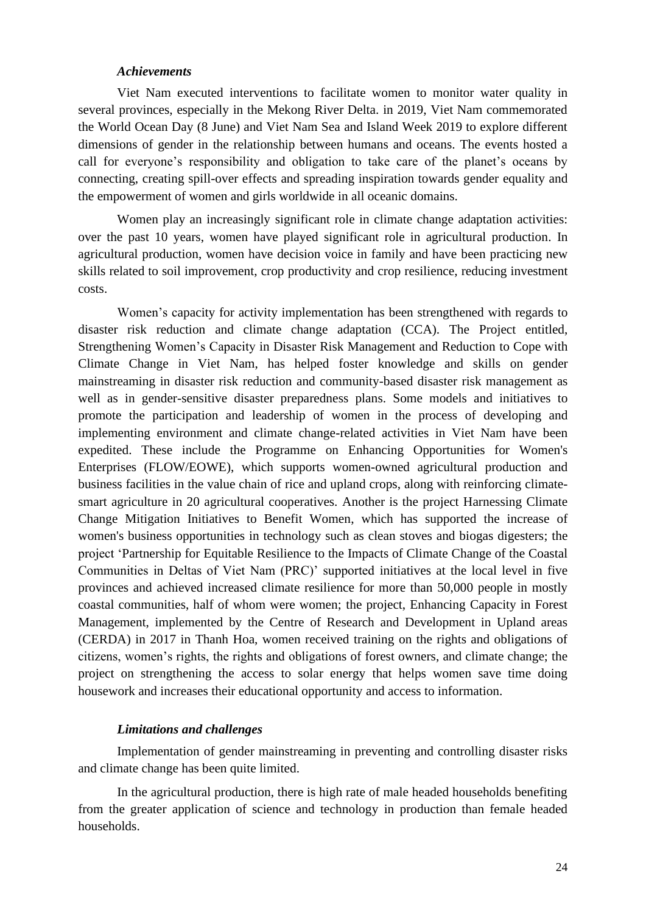***Achievements***

Viet Nam executed interventions to facilitate women to monitor water quality in several provinces, especially in the Mekong River Delta. in 2019, Viet Nam commemorated the World Ocean Day (8 June) and Viet Nam Sea and Island Week 2019 to explore different dimensions of gender in the relationship between humans and oceans. The events hosted a call for everyone's responsibility and obligation to take care of the planet's oceans by connecting, creating spill-over effects and spreading inspiration towards gender equality and the empowerment of women and girls worldwide in all oceanic domains.

Women play an increasingly significant role in climate change adaptation activities: over the past 10 years, women have played significant role in agricultural production. In agricultural production, women have decision voice in family and have been practicing new skills related to soil improvement, crop productivity and crop resilience, reducing investment costs.

Women's capacity for activity implementation has been strengthened with regards to disaster risk reduction and climate change adaptation (CCA). The Project entitled, Strengthening Women's Capacity in Disaster Risk Management and Reduction to Cope with Climate Change in Viet Nam, has helped foster knowledge and skills on gender mainstreaming in disaster risk reduction and community-based disaster risk management as well as in gender-sensitive disaster preparedness plans. Some models and initiatives to promote the participation and leadership of women in the process of developing and implementing environment and climate change-related activities in Viet Nam have been expedited. These include the Programme on Enhancing Opportunities for Women's Enterprises (FLOW/EOWE), which supports women-owned agricultural production and business facilities in the value chain of rice and upland crops, along with reinforcing climate-smart agriculture in 20 agricultural cooperatives. Another is the project Harnessing Climate Change Mitigation Initiatives to Benefit Women, which has supported the increase of women's business opportunities in technology such as clean stoves and biogas digesters; the project 'Partnership for Equitable Resilience to the Impacts of Climate Change of the Coastal Communities in Deltas of Viet Nam (PRC)' supported initiatives at the local level in five provinces and achieved increased climate resilience for more than 50,000 people in mostly coastal communities, half of whom were women; the project, Enhancing Capacity in Forest Management, implemented by the Centre of Research and Development in Upland areas (CERDA) in 2017 in Thanh Hoa, women received training on the rights and obligations of citizens, women's rights, the rights and obligations of forest owners, and climate change; the project on strengthening the access to solar energy that helps women save time doing housework and increases their educational opportunity and access to information.

***Limitations and challenges***

Implementation of gender mainstreaming in preventing and controlling disaster risks and climate change has been quite limited.

In the agricultural production, there is high rate of male headed households benefiting from the greater application of science and technology in production than female headed households.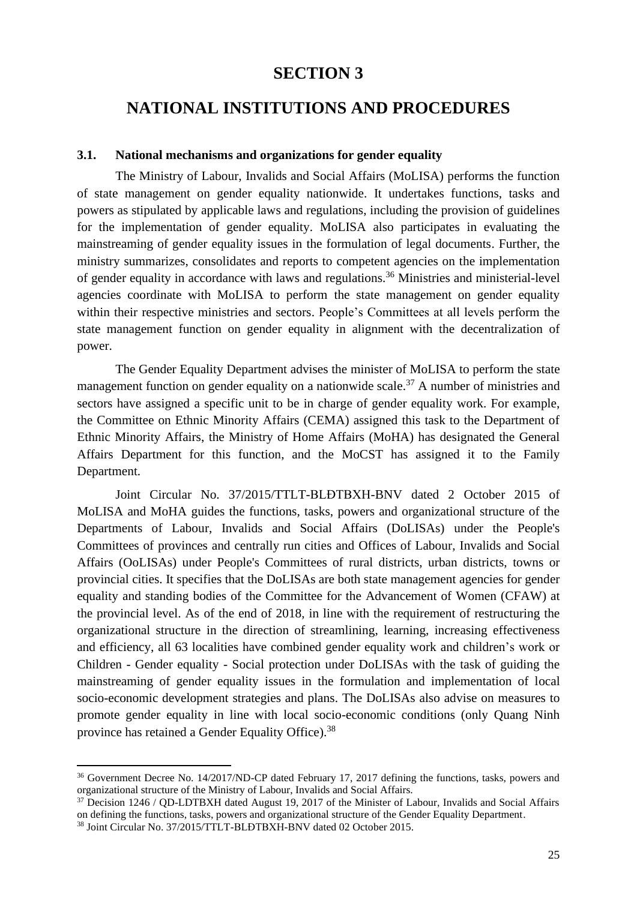# SECTION 3

# NATIONAL INSTITUTIONS AND PROCEDURES

### 3.1. National mechanisms and organizations for gender equality

The Ministry of Labour, Invalids and Social Affairs (MoLISA) performs the function of state management on gender equality nationwide. It undertakes functions, tasks and powers as stipulated by applicable laws and regulations, including the provision of guidelines for the implementation of gender equality. MoLISA also participates in evaluating the mainstreaming of gender equality issues in the formulation of legal documents. Further, the ministry summarizes, consolidates and reports to competent agencies on the implementation of gender equality in accordance with laws and regulations.[36] Ministries and ministerial-level agencies coordinate with MoLISA to perform the state management on gender equality within their respective ministries and sectors. People's Committees at all levels perform the state management function on gender equality in alignment with the decentralization of power.

The Gender Equality Department advises the minister of MoLISA to perform the state management function on gender equality on a nationwide scale.[37] A number of ministries and sectors have assigned a specific unit to be in charge of gender equality work. For example, the Committee on Ethnic Minority Affairs (CEMA) assigned this task to the Department of Ethnic Minority Affairs, the Ministry of Home Affairs (MoHA) has designated the General Affairs Department for this function, and the MoCST has assigned it to the Family Department.

Joint Circular No. 37/2015/TTLT-BLĐTBXH-BNV dated 2 October 2015 of MoLISA and MoHA guides the functions, tasks, powers and organizational structure of the Departments of Labour, Invalids and Social Affairs (DoLISAs) under the People's Committees of provinces and centrally run cities and Offices of Labour, Invalids and Social Affairs (OoLISAs) under People's Committees of rural districts, urban districts, towns or provincial cities. It specifies that the DoLISAs are both state management agencies for gender equality and standing bodies of the Committee for the Advancement of Women (CFAW) at the provincial level. As of the end of 2018, in line with the requirement of restructuring the organizational structure in the direction of streamlining, learning, increasing effectiveness and efficiency, all 63 localities have combined gender equality work and children's work or Children - Gender equality - Social protection under DoLISAs with the task of guiding the mainstreaming of gender equality issues in the formulation and implementation of local socio-economic development strategies and plans. The DoLISAs also advise on measures to promote gender equality in line with local socio-economic conditions (only Quang Ninh province has retained a Gender Equality Office).[38]

---

[36] Government Decree No. 14/2017/ND-CP dated February 17, 2017 defining the functions, tasks, powers and organizational structure of the Ministry of Labour, Invalids and Social Affairs.

[37] Decision 1246 / QD-LDTBXH dated August 19, 2017 of the Minister of Labour, Invalids and Social Affairs on defining the functions, tasks, powers and organizational structure of the Gender Equality Department.

[38] Joint Circular No. 37/2015/TTLT-BLĐTBXH-BNV dated 02 October 2015.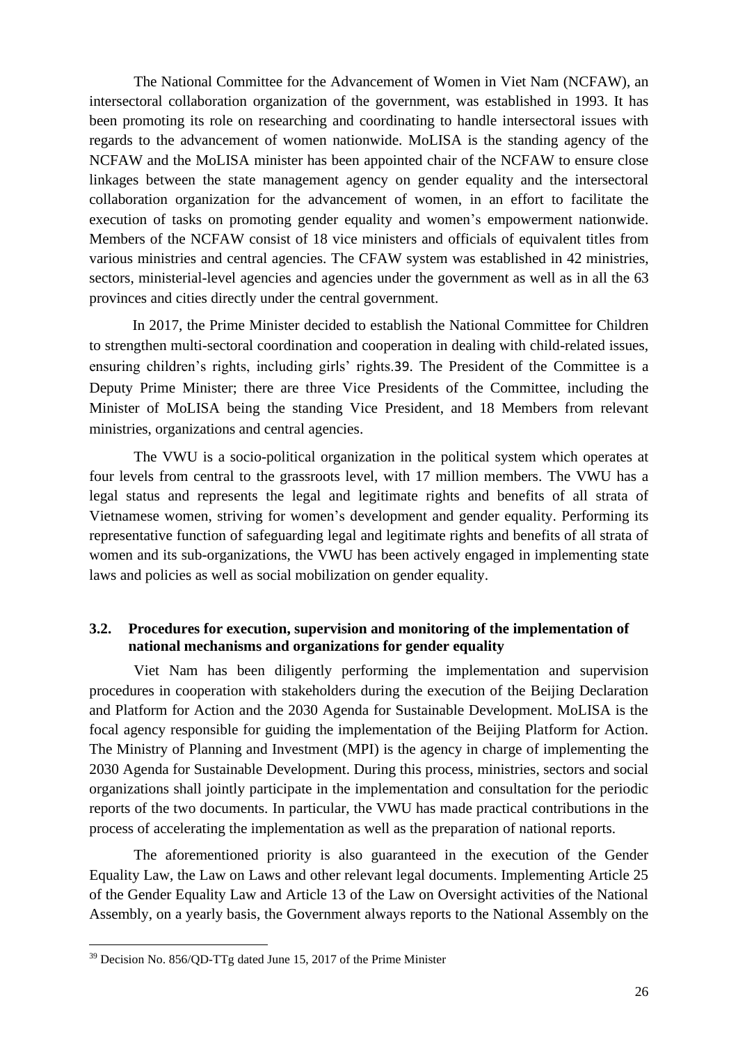The National Committee for the Advancement of Women in Viet Nam (NCFAW), an intersectoral collaboration organization of the government, was established in 1993. It has been promoting its role on researching and coordinating to handle intersectoral issues with regards to the advancement of women nationwide. MoLISA is the standing agency of the NCFAW and the MoLISA minister has been appointed chair of the NCFAW to ensure close linkages between the state management agency on gender equality and the intersectoral collaboration organization for the advancement of women, in an effort to facilitate the execution of tasks on promoting gender equality and women's empowerment nationwide. Members of the NCFAW consist of 18 vice ministers and officials of equivalent titles from various ministries and central agencies. The CFAW system was established in 42 ministries, sectors, ministerial-level agencies and agencies under the government as well as in all the 63 provinces and cities directly under the central government.

In 2017, the Prime Minister decided to establish the National Committee for Children to strengthen multi-sectoral coordination and cooperation in dealing with child-related issues, ensuring children's rights, including girls' rights.[39]. The President of the Committee is a Deputy Prime Minister; there are three Vice Presidents of the Committee, including the Minister of MoLISA being the standing Vice President, and 18 Members from relevant ministries, organizations and central agencies.

The VWU is a socio-political organization in the political system which operates at four levels from central to the grassroots level, with 17 million members. The VWU has a legal status and represents the legal and legitimate rights and benefits of all strata of Vietnamese women, striving for women's development and gender equality. Performing its representative function of safeguarding legal and legitimate rights and benefits of all strata of women and its sub-organizations, the VWU has been actively engaged in implementing state laws and policies as well as social mobilization on gender equality.

### 3.2. Procedures for execution, supervision and monitoring of the implementation of national mechanisms and organizations for gender equality

Viet Nam has been diligently performing the implementation and supervision procedures in cooperation with stakeholders during the execution of the Beijing Declaration and Platform for Action and the 2030 Agenda for Sustainable Development. MoLISA is the focal agency responsible for guiding the implementation of the Beijing Platform for Action. The Ministry of Planning and Investment (MPI) is the agency in charge of implementing the 2030 Agenda for Sustainable Development. During this process, ministries, sectors and social organizations shall jointly participate in the implementation and consultation for the periodic reports of the two documents. In particular, the VWU has made practical contributions in the process of accelerating the implementation as well as the preparation of national reports.

The aforementioned priority is also guaranteed in the execution of the Gender Equality Law, the Law on Laws and other relevant legal documents. Implementing Article 25 of the Gender Equality Law and Article 13 of the Law on Oversight activities of the National Assembly, on a yearly basis, the Government always reports to the National Assembly on the

[39] Decision No. 856/QD-TTg dated June 15, 2017 of the Prime Minister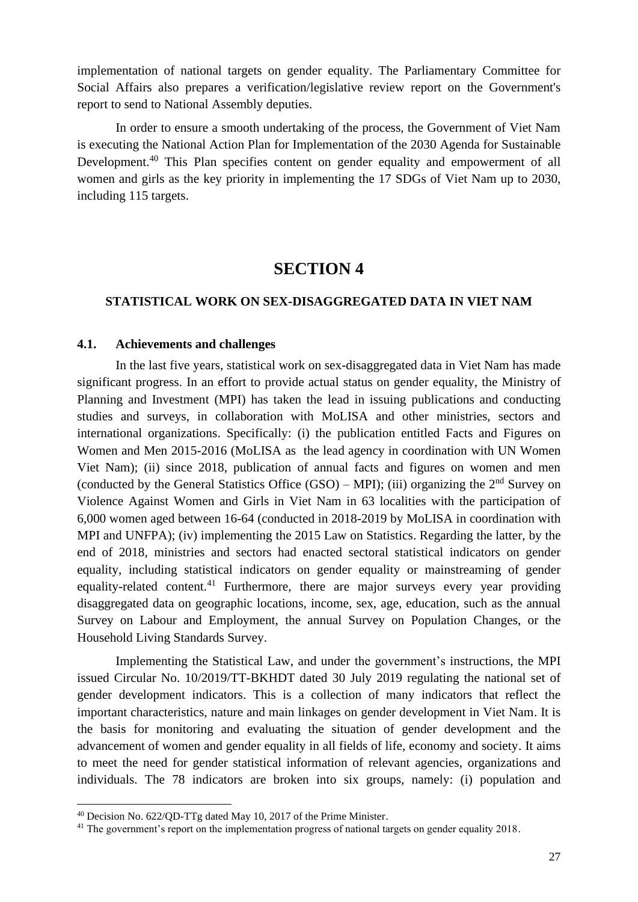implementation of national targets on gender equality. The Parliamentary Committee for Social Affairs also prepares a verification/legislative review report on the Government's report to send to National Assembly deputies.

In order to ensure a smooth undertaking of the process, the Government of Viet Nam is executing the National Action Plan for Implementation of the 2030 Agenda for Sustainable Development.[40] This Plan specifies content on gender equality and empowerment of all women and girls as the key priority in implementing the 17 SDGs of Viet Nam up to 2030, including 115 targets.

# SECTION 4

## STATISTICAL WORK ON SEX-DISAGGREGATED DATA IN VIET NAM

### 4.1. Achievements and challenges

In the last five years, statistical work on sex-disaggregated data in Viet Nam has made significant progress. In an effort to provide actual status on gender equality, the Ministry of Planning and Investment (MPI) has taken the lead in issuing publications and conducting studies and surveys, in collaboration with MoLISA and other ministries, sectors and international organizations. Specifically: (i) the publication entitled Facts and Figures on Women and Men 2015-2016 (MoLISA as the lead agency in coordination with UN Women Viet Nam); (ii) since 2018, publication of annual facts and figures on women and men (conducted by the General Statistics Office (GSO) – MPI); (iii) organizing the 2nd Survey on Violence Against Women and Girls in Viet Nam in 63 localities with the participation of 6,000 women aged between 16-64 (conducted in 2018-2019 by MoLISA in coordination with MPI and UNFPA); (iv) implementing the 2015 Law on Statistics. Regarding the latter, by the end of 2018, ministries and sectors had enacted sectoral statistical indicators on gender equality, including statistical indicators on gender equality or mainstreaming of gender equality-related content.[41] Furthermore, there are major surveys every year providing disaggregated data on geographic locations, income, sex, age, education, such as the annual Survey on Labour and Employment, the annual Survey on Population Changes, or the Household Living Standards Survey.

Implementing the Statistical Law, and under the government's instructions, the MPI issued Circular No. 10/2019/TT-BKHDT dated 30 July 2019 regulating the national set of gender development indicators. This is a collection of many indicators that reflect the important characteristics, nature and main linkages on gender development in Viet Nam. It is the basis for monitoring and evaluating the situation of gender development and the advancement of women and gender equality in all fields of life, economy and society. It aims to meet the need for gender statistical information of relevant agencies, organizations and individuals. The 78 indicators are broken into six groups, namely: (i) population and

[40] Decision No. 622/QD-TTg dated May 10, 2017 of the Prime Minister.

[41] The government's report on the implementation progress of national targets on gender equality 2018.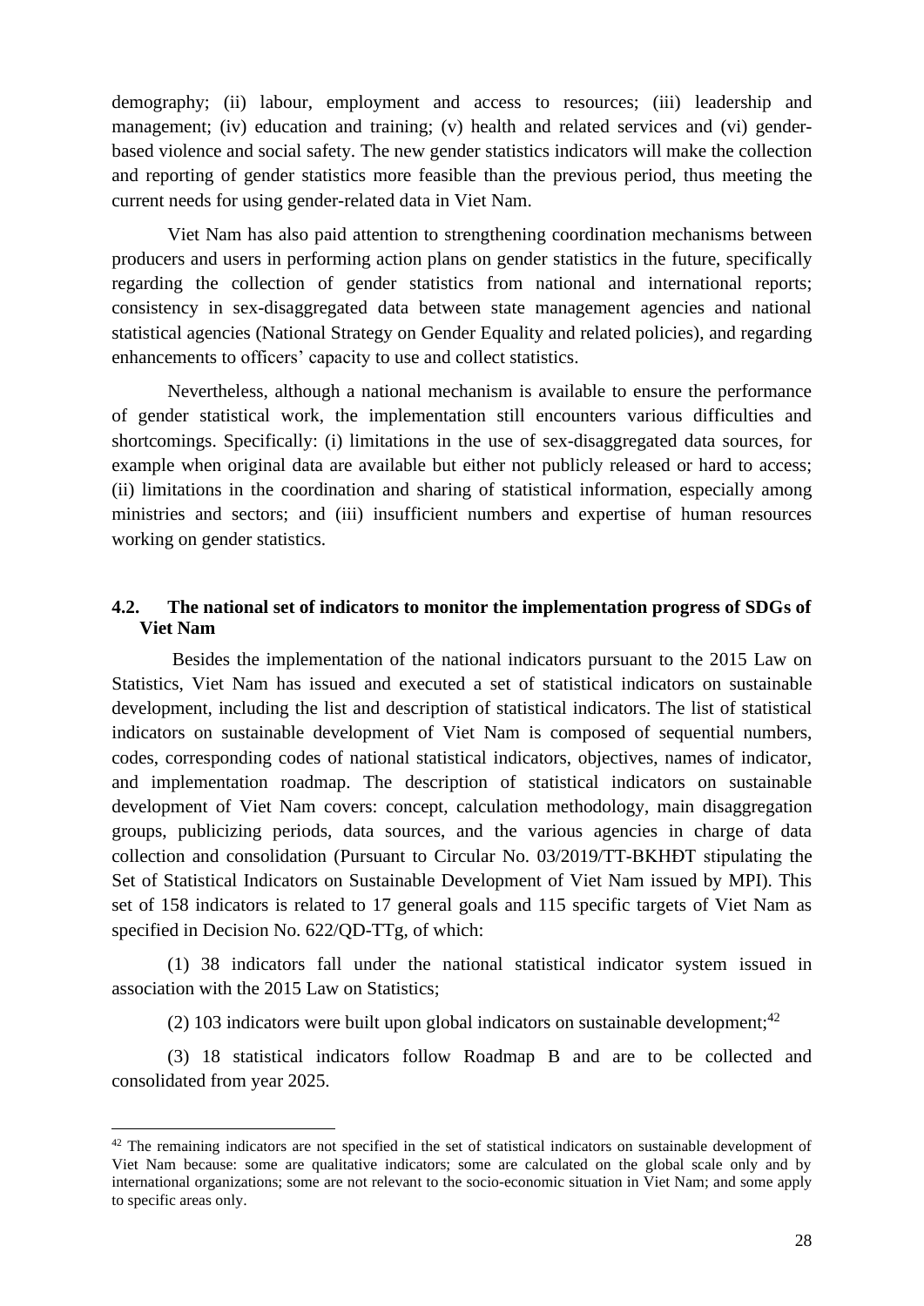demography; (ii) labour, employment and access to resources; (iii) leadership and management; (iv) education and training; (v) health and related services and (vi) gender-based violence and social safety. The new gender statistics indicators will make the collection and reporting of gender statistics more feasible than the previous period, thus meeting the current needs for using gender-related data in Viet Nam.

Viet Nam has also paid attention to strengthening coordination mechanisms between producers and users in performing action plans on gender statistics in the future, specifically regarding the collection of gender statistics from national and international reports; consistency in sex-disaggregated data between state management agencies and national statistical agencies (National Strategy on Gender Equality and related policies), and regarding enhancements to officers' capacity to use and collect statistics.

Nevertheless, although a national mechanism is available to ensure the performance of gender statistical work, the implementation still encounters various difficulties and shortcomings. Specifically: (i) limitations in the use of sex-disaggregated data sources, for example when original data are available but either not publicly released or hard to access; (ii) limitations in the coordination and sharing of statistical information, especially among ministries and sectors; and (iii) insufficient numbers and expertise of human resources working on gender statistics.

### 4.2. The national set of indicators to monitor the implementation progress of SDGs of Viet Nam

Besides the implementation of the national indicators pursuant to the 2015 Law on Statistics, Viet Nam has issued and executed a set of statistical indicators on sustainable development, including the list and description of statistical indicators. The list of statistical indicators on sustainable development of Viet Nam is composed of sequential numbers, codes, corresponding codes of national statistical indicators, objectives, names of indicator, and implementation roadmap. The description of statistical indicators on sustainable development of Viet Nam covers: concept, calculation methodology, main disaggregation groups, publicizing periods, data sources, and the various agencies in charge of data collection and consolidation (Pursuant to Circular No. 03/2019/TT-BKHĐT stipulating the Set of Statistical Indicators on Sustainable Development of Viet Nam issued by MPI). This set of 158 indicators is related to 17 general goals and 115 specific targets of Viet Nam as specified in Decision No. 622/QD-TTg, of which:

(1) 38 indicators fall under the national statistical indicator system issued in association with the 2015 Law on Statistics;

(2) 103 indicators were built upon global indicators on sustainable development;[42]

(3) 18 statistical indicators follow Roadmap B and are to be collected and consolidated from year 2025.

[42] The remaining indicators are not specified in the set of statistical indicators on sustainable development of Viet Nam because: some are qualitative indicators; some are calculated on the global scale only and by international organizations; some are not relevant to the socio-economic situation in Viet Nam; and some apply to specific areas only.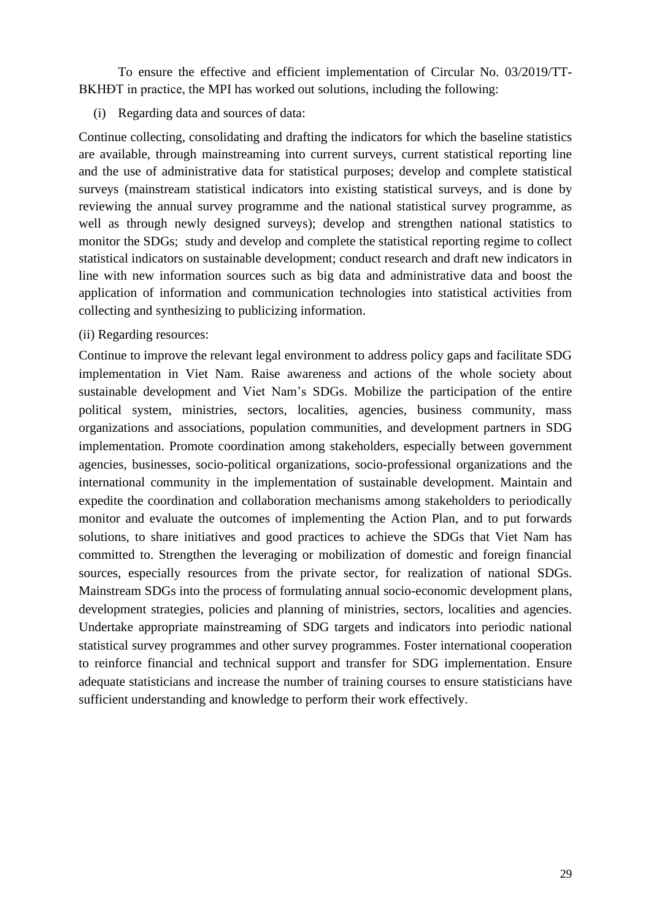To ensure the effective and efficient implementation of Circular No. 03/2019/TT-BKHĐT in practice, the MPI has worked out solutions, including the following:

(i) Regarding data and sources of data:

Continue collecting, consolidating and drafting the indicators for which the baseline statistics are available, through mainstreaming into current surveys, current statistical reporting line and the use of administrative data for statistical purposes; develop and complete statistical surveys (mainstream statistical indicators into existing statistical surveys, and is done by reviewing the annual survey programme and the national statistical survey programme, as well as through newly designed surveys); develop and strengthen national statistics to monitor the SDGs; study and develop and complete the statistical reporting regime to collect statistical indicators on sustainable development; conduct research and draft new indicators in line with new information sources such as big data and administrative data and boost the application of information and communication technologies into statistical activities from collecting and synthesizing to publicizing information.

(ii) Regarding resources:

Continue to improve the relevant legal environment to address policy gaps and facilitate SDG implementation in Viet Nam. Raise awareness and actions of the whole society about sustainable development and Viet Nam's SDGs. Mobilize the participation of the entire political system, ministries, sectors, localities, agencies, business community, mass organizations and associations, population communities, and development partners in SDG implementation. Promote coordination among stakeholders, especially between government agencies, businesses, socio-political organizations, socio-professional organizations and the international community in the implementation of sustainable development. Maintain and expedite the coordination and collaboration mechanisms among stakeholders to periodically monitor and evaluate the outcomes of implementing the Action Plan, and to put forwards solutions, to share initiatives and good practices to achieve the SDGs that Viet Nam has committed to. Strengthen the leveraging or mobilization of domestic and foreign financial sources, especially resources from the private sector, for realization of national SDGs. Mainstream SDGs into the process of formulating annual socio-economic development plans, development strategies, policies and planning of ministries, sectors, localities and agencies. Undertake appropriate mainstreaming of SDG targets and indicators into periodic national statistical survey programmes and other survey programmes. Foster international cooperation to reinforce financial and technical support and transfer for SDG implementation. Ensure adequate statisticians and increase the number of training courses to ensure statisticians have sufficient understanding and knowledge to perform their work effectively.